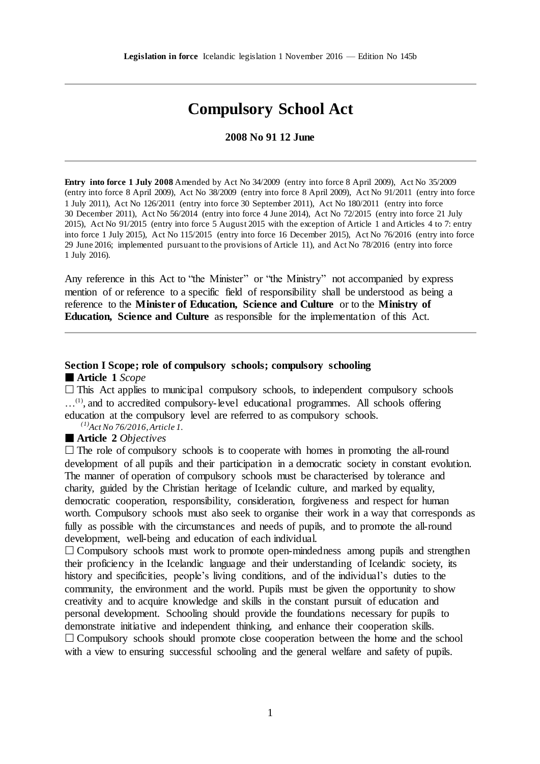# Compulsory School Act

**2008 No 91 12 June**

---

**Entry into force 1 July 2008** Amended by Act No 34/2009 (entry into force 8 April 2009), Act No 35/2009 (entry into force 8 April 2009), Act No 38/2009 (entry into force 8 April 2009), Act No 91/2011 (entry into force 1 July 2011), Act No 126/2011 (entry into force 30 September 2011), Act No 180/2011 (entry into force 30 December 2011), Act No 56/2014 (entry into force 4 June 2014), Act No 72/2015 (entry into force 21 July 2015), Act No 91/2015 (entry into force 5 August 2015 with the exception of Article 1 and Articles 4 to 7: entry into force 1 July 2015), Act No 115/2015 (entry into force 16 December 2015), Act No 76/2016 (entry into force 29 June 2016; implemented pursuant to the provisions of Article 11), and Act No 78/2016 (entry into force 1 July 2016).

Any reference in this Act to "the Minister" or "the Ministry" not accompanied by express mention of or reference to a specific field of responsibility shall be understood as being a reference to the **Minister of Education, Science and Culture** or to the **Ministry of Education, Science and Culture** as responsible for the implementation of this Act.

---

## Section I Scope; role of compulsory schools; compulsory schooling

■ **Article 1** *Scope*

□ This Act applies to municipal compulsory schools, to independent compulsory schools …[1], and to accredited compulsory-level educational programmes. All schools offering education at the compulsory level are referred to as compulsory schools.

*[1] Act No 76/2016, Article 1.*

■ **Article 2** *Objectives*

□ The role of compulsory schools is to cooperate with homes in promoting the all-round development of all pupils and their participation in a democratic society in constant evolution. The manner of operation of compulsory schools must be characterised by tolerance and charity, guided by the Christian heritage of Icelandic culture, and marked by equality, democratic cooperation, responsibility, consideration, forgiveness and respect for human worth. Compulsory schools must also seek to organise their work in a way that corresponds as fully as possible with the circumstances and needs of pupils, and to promote the all-round development, well-being and education of each individual.

□ Compulsory schools must work to promote open-mindedness among pupils and strengthen their proficiency in the Icelandic language and their understanding of Icelandic society, its history and specificities, people's living conditions, and of the individual's duties to the community, the environment and the world. Pupils must be given the opportunity to show creativity and to acquire knowledge and skills in the constant pursuit of education and personal development. Schooling should provide the foundations necessary for pupils to demonstrate initiative and independent thinking, and enhance their cooperation skills.

□ Compulsory schools should promote close cooperation between the home and the school with a view to ensuring successful schooling and the general welfare and safety of pupils.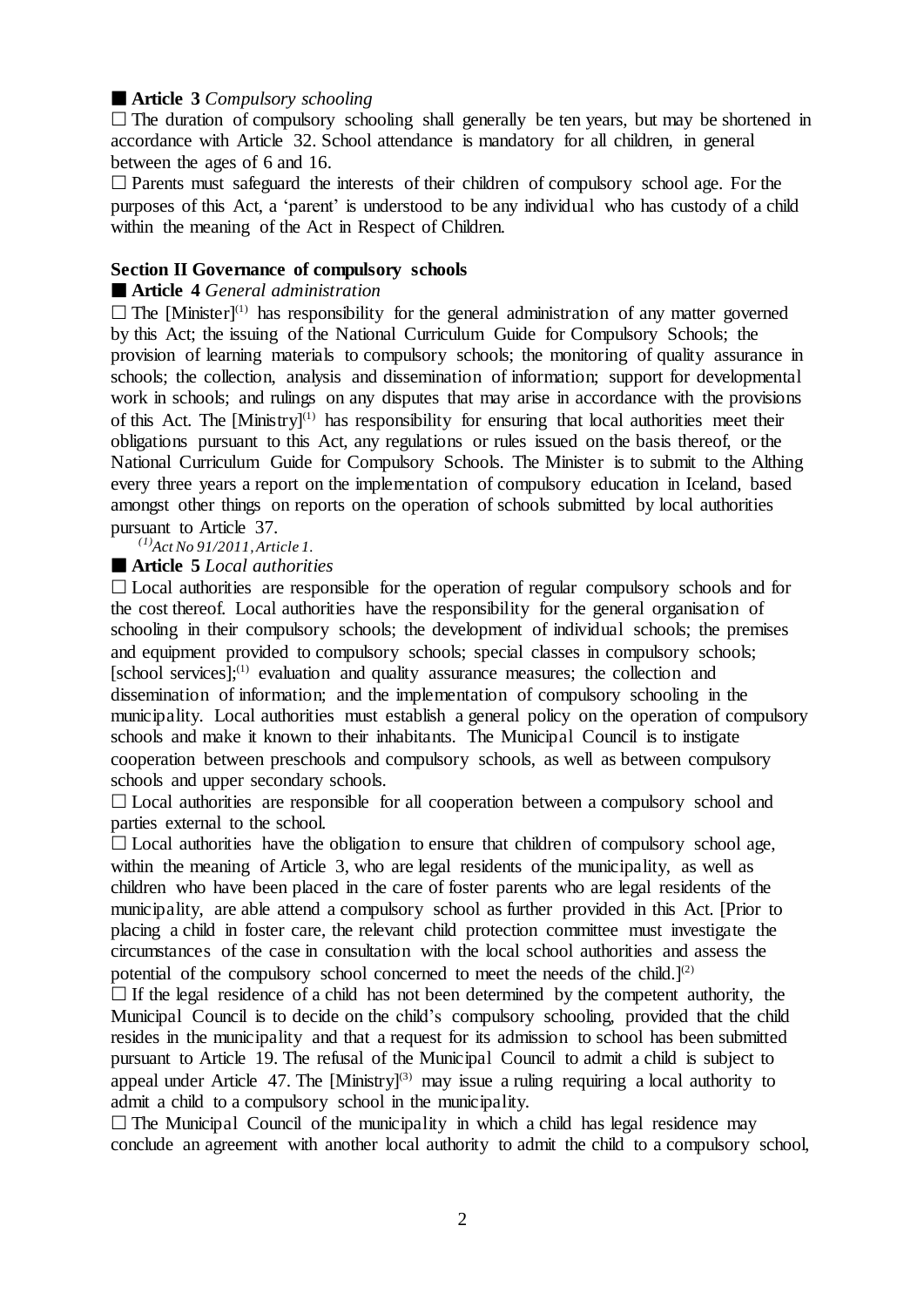■ **Article 3** *Compulsory schooling*

□ The duration of compulsory schooling shall generally be ten years, but may be shortened in accordance with Article 32. School attendance is mandatory for all children, in general between the ages of 6 and 16.

□ Parents must safeguard the interests of their children of compulsory school age. For the purposes of this Act, a 'parent' is understood to be any individual who has custody of a child within the meaning of the Act in Respect of Children.

**Section II Governance of compulsory schools**

■ **Article 4** *General administration*

□ The [Minister](1) has responsibility for the general administration of any matter governed by this Act; the issuing of the National Curriculum Guide for Compulsory Schools; the provision of learning materials to compulsory schools; the monitoring of quality assurance in schools; the collection, analysis and dissemination of information; support for developmental work in schools; and rulings on any disputes that may arise in accordance with the provisions of this Act. The [Ministry](1) has responsibility for ensuring that local authorities meet their obligations pursuant to this Act, any regulations or rules issued on the basis thereof, or the National Curriculum Guide for Compulsory Schools. The Minister is to submit to the Althing every three years a report on the implementation of compulsory education in Iceland, based amongst other things on reports on the operation of schools submitted by local authorities pursuant to Article 37.

*(1)Act No 91/2011, Article 1.*

■ **Article 5** *Local authorities*

□ Local authorities are responsible for the operation of regular compulsory schools and for the cost thereof. Local authorities have the responsibility for the general organisation of schooling in their compulsory schools; the development of individual schools; the premises and equipment provided to compulsory schools; special classes in compulsory schools; [school services];(1) evaluation and quality assurance measures; the collection and dissemination of information; and the implementation of compulsory schooling in the municipality. Local authorities must establish a general policy on the operation of compulsory schools and make it known to their inhabitants. The Municipal Council is to instigate cooperation between preschools and compulsory schools, as well as between compulsory schools and upper secondary schools.

□ Local authorities are responsible for all cooperation between a compulsory school and parties external to the school.

□ Local authorities have the obligation to ensure that children of compulsory school age, within the meaning of Article 3, who are legal residents of the municipality, as well as children who have been placed in the care of foster parents who are legal residents of the municipality, are able attend a compulsory school as further provided in this Act. [Prior to placing a child in foster care, the relevant child protection committee must investigate the circumstances of the case in consultation with the local school authorities and assess the potential of the compulsory school concerned to meet the needs of the child.](2)

□ If the legal residence of a child has not been determined by the competent authority, the Municipal Council is to decide on the child's compulsory schooling, provided that the child resides in the municipality and that a request for its admission to school has been submitted pursuant to Article 19. The refusal of the Municipal Council to admit a child is subject to appeal under Article 47. The [Ministry](3) may issue a ruling requiring a local authority to admit a child to a compulsory school in the municipality.

□ The Municipal Council of the municipality in which a child has legal residence may conclude an agreement with another local authority to admit the child to a compulsory school,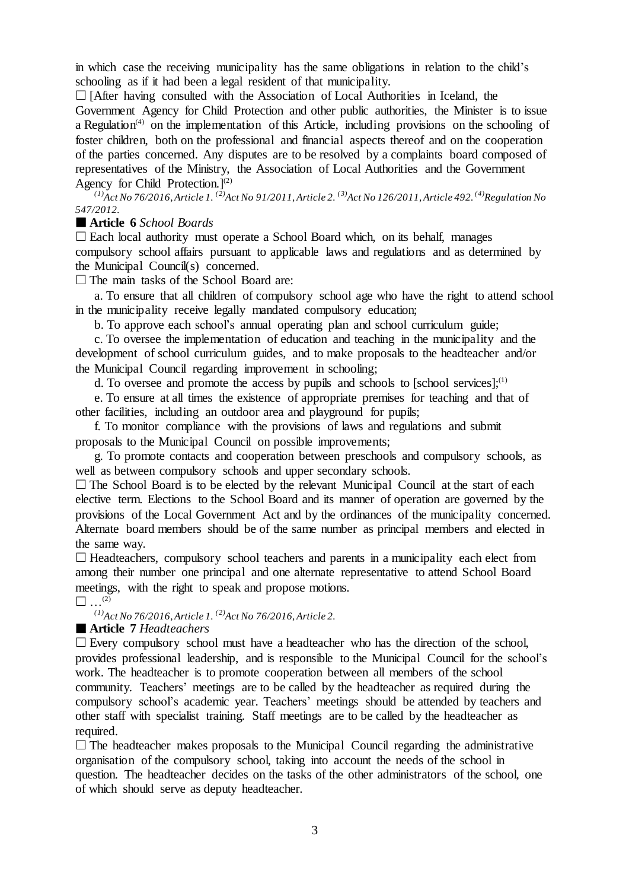in which case the receiving municipality has the same obligations in relation to the child's schooling as if it had been a legal resident of that municipality.

☐ [After having consulted with the Association of Local Authorities in Iceland, the Government Agency for Child Protection and other public authorities, the Minister is to issue a Regulation[4] on the implementation of this Article, including provisions on the schooling of foster children, both on the professional and financial aspects thereof and on the cooperation of the parties concerned. Any disputes are to be resolved by a complaints board composed of representatives of the Ministry, the Association of Local Authorities and the Government Agency for Child Protection.][2]

*[1]Act No 76/2016, Article 1. [2]Act No 91/2011, Article 2. [3]Act No 126/2011, Article 492. [4]Regulation No 547/2012.*

■ **Article 6** *School Boards*

☐ Each local authority must operate a School Board which, on its behalf, manages compulsory school affairs pursuant to applicable laws and regulations and as determined by the Municipal Council(s) concerned.

☐ The main tasks of the School Board are:

a. To ensure that all children of compulsory school age who have the right to attend school in the municipality receive legally mandated compulsory education;

b. To approve each school's annual operating plan and school curriculum guide;

c. To oversee the implementation of education and teaching in the municipality and the development of school curriculum guides, and to make proposals to the headteacher and/or the Municipal Council regarding improvement in schooling;

d. To oversee and promote the access by pupils and schools to [school services];[1]

e. To ensure at all times the existence of appropriate premises for teaching and that of other facilities, including an outdoor area and playground for pupils;

f. To monitor compliance with the provisions of laws and regulations and submit proposals to the Municipal Council on possible improvements;

g. To promote contacts and cooperation between preschools and compulsory schools, as well as between compulsory schools and upper secondary schools.

☐ The School Board is to be elected by the relevant Municipal Council at the start of each elective term. Elections to the School Board and its manner of operation are governed by the provisions of the Local Government Act and by the ordinances of the municipality concerned. Alternate board members should be of the same number as principal members and elected in the same way.

☐ Headteachers, compulsory school teachers and parents in a municipality each elect from among their number one principal and one alternate representative to attend School Board meetings, with the right to speak and propose motions.

☐ …[2]

*[1]Act No 76/2016, Article 1. [2]Act No 76/2016, Article 2.*

■ **Article 7** *Headteachers*

☐ Every compulsory school must have a headteacher who has the direction of the school, provides professional leadership, and is responsible to the Municipal Council for the school's work. The headteacher is to promote cooperation between all members of the school community. Teachers' meetings are to be called by the headteacher as required during the compulsory school's academic year. Teachers' meetings should be attended by teachers and other staff with specialist training. Staff meetings are to be called by the headteacher as required.

☐ The headteacher makes proposals to the Municipal Council regarding the administrative organisation of the compulsory school, taking into account the needs of the school in question. The headteacher decides on the tasks of the other administrators of the school, one of which should serve as deputy headteacher.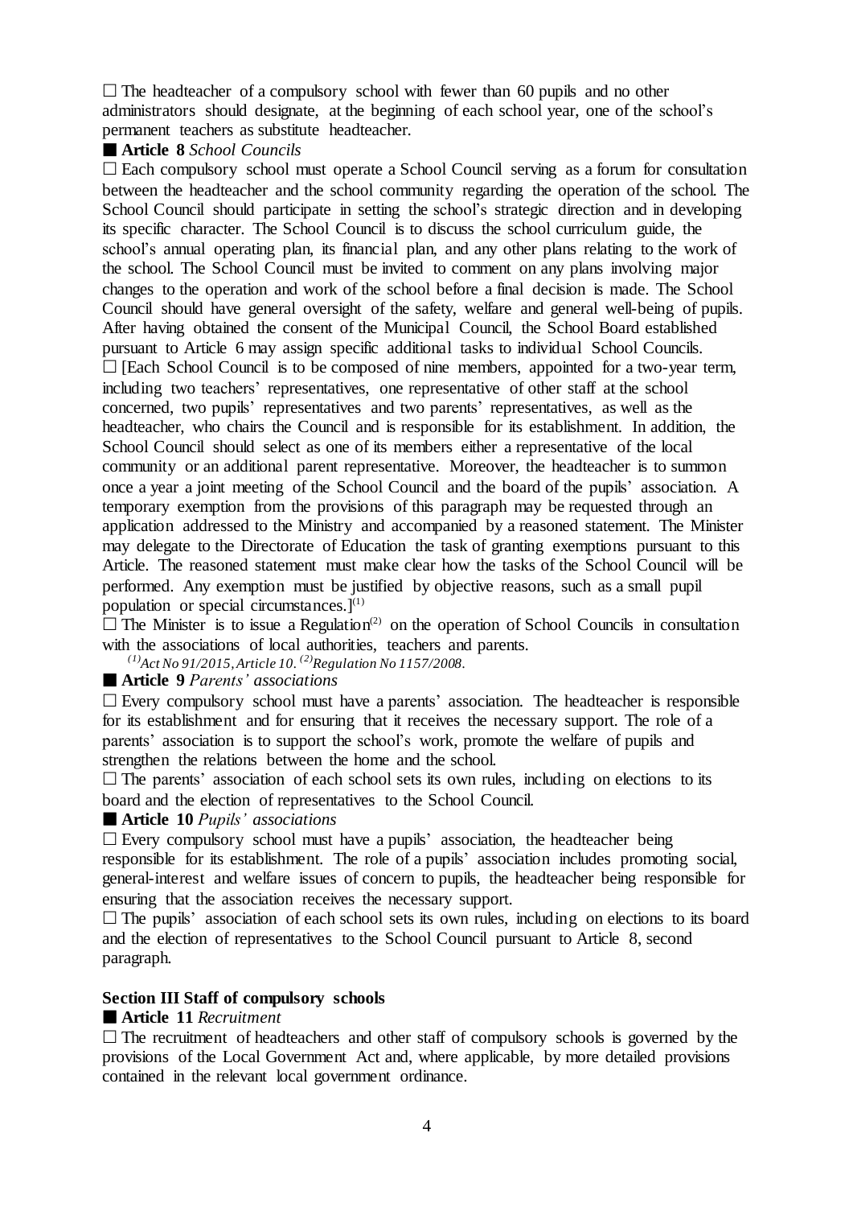□ The headteacher of a compulsory school with fewer than 60 pupils and no other administrators should designate, at the beginning of each school year, one of the school's permanent teachers as substitute headteacher.

■ **Article 8** *School Councils*

□ Each compulsory school must operate a School Council serving as a forum for consultation between the headteacher and the school community regarding the operation of the school. The School Council should participate in setting the school's strategic direction and in developing its specific character. The School Council is to discuss the school curriculum guide, the school's annual operating plan, its financial plan, and any other plans relating to the work of the school. The School Council must be invited to comment on any plans involving major changes to the operation and work of the school before a final decision is made. The School Council should have general oversight of the safety, welfare and general well-being of pupils. After having obtained the consent of the Municipal Council, the School Board established pursuant to Article 6 may assign specific additional tasks to individual School Councils.

□ [Each School Council is to be composed of nine members, appointed for a two-year term, including two teachers' representatives, one representative of other staff at the school concerned, two pupils' representatives and two parents' representatives, as well as the headteacher, who chairs the Council and is responsible for its establishment. In addition, the School Council should select as one of its members either a representative of the local community or an additional parent representative. Moreover, the headteacher is to summon once a year a joint meeting of the School Council and the board of the pupils' association. A temporary exemption from the provisions of this paragraph may be requested through an application addressed to the Ministry and accompanied by a reasoned statement. The Minister may delegate to the Directorate of Education the task of granting exemptions pursuant to this Article. The reasoned statement must make clear how the tasks of the School Council will be performed. Any exemption must be justified by objective reasons, such as a small pupil population or special circumstances.][(1)]

□ The Minister is to issue a Regulation[(2)] on the operation of School Councils in consultation with the associations of local authorities, teachers and parents.

*[(1)] Act No 91/2015, Article 10. [(2)] Regulation No 1157/2008.*

■ **Article 9** *Parents' associations*

□ Every compulsory school must have a parents' association. The headteacher is responsible for its establishment and for ensuring that it receives the necessary support. The role of a parents' association is to support the school's work, promote the welfare of pupils and strengthen the relations between the home and the school.

□ The parents' association of each school sets its own rules, including on elections to its board and the election of representatives to the School Council.

■ **Article 10** *Pupils' associations*

□ Every compulsory school must have a pupils' association, the headteacher being responsible for its establishment. The role of a pupils' association includes promoting social, general-interest and welfare issues of concern to pupils, the headteacher being responsible for ensuring that the association receives the necessary support.

□ The pupils' association of each school sets its own rules, including on elections to its board and the election of representatives to the School Council pursuant to Article 8, second paragraph.

## Section III Staff of compulsory schools

■ **Article 11** *Recruitment*

□ The recruitment of headteachers and other staff of compulsory schools is governed by the provisions of the Local Government Act and, where applicable, by more detailed provisions contained in the relevant local government ordinance.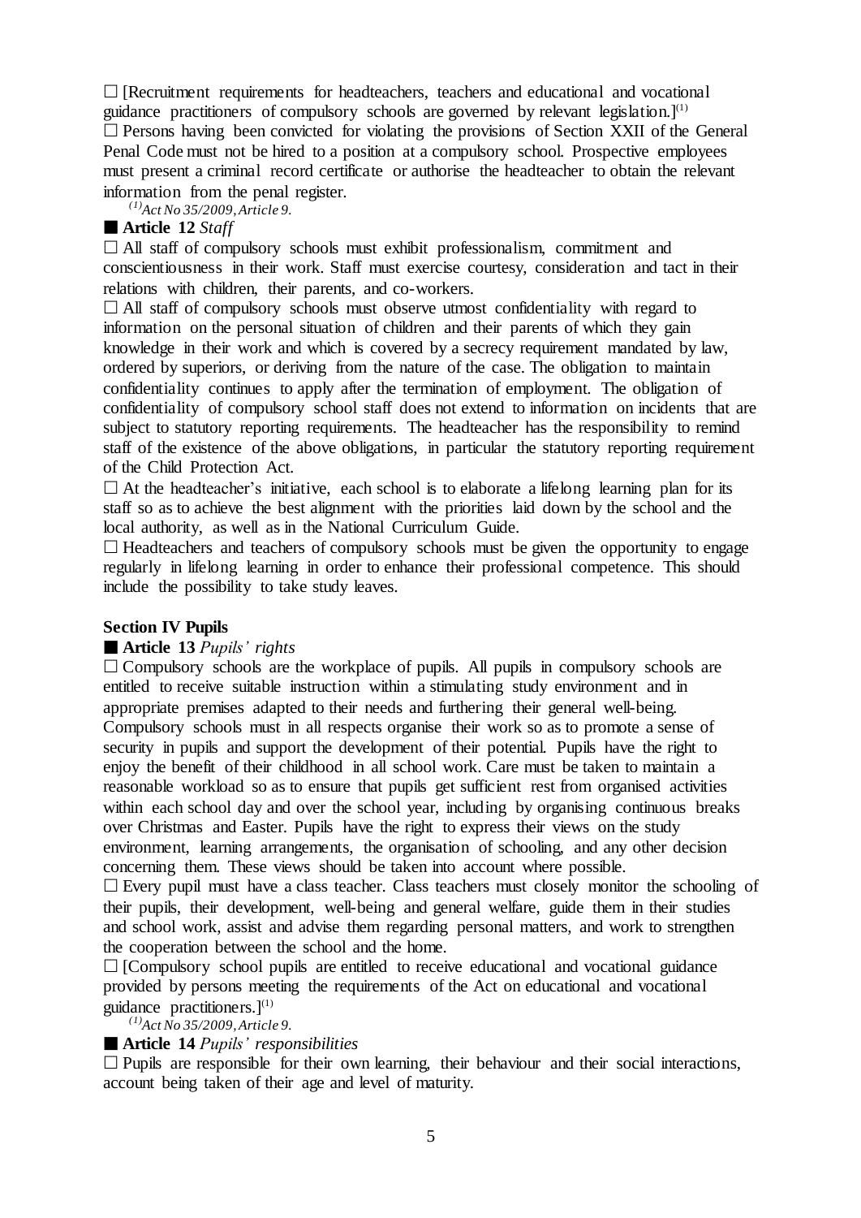□ [Recruitment requirements for headteachers, teachers and educational and vocational guidance practitioners of compulsory schools are governed by relevant legislation.][(1)]

□ Persons having been convicted for violating the provisions of Section XXII of the General Penal Code must not be hired to a position at a compulsory school. Prospective employees must present a criminal record certificate or authorise the headteacher to obtain the relevant information from the penal register.

*(1) Act No 35/2009, Article 9.*

■ **Article 12** *Staff*

□ All staff of compulsory schools must exhibit professionalism, commitment and conscientiousness in their work. Staff must exercise courtesy, consideration and tact in their relations with children, their parents, and co-workers.

□ All staff of compulsory schools must observe utmost confidentiality with regard to information on the personal situation of children and their parents of which they gain knowledge in their work and which is covered by a secrecy requirement mandated by law, ordered by superiors, or deriving from the nature of the case. The obligation to maintain confidentiality continues to apply after the termination of employment. The obligation of confidentiality of compulsory school staff does not extend to information on incidents that are subject to statutory reporting requirements. The headteacher has the responsibility to remind staff of the existence of the above obligations, in particular the statutory reporting requirement of the Child Protection Act.

□ At the headteacher's initiative, each school is to elaborate a lifelong learning plan for its staff so as to achieve the best alignment with the priorities laid down by the school and the local authority, as well as in the National Curriculum Guide.

□ Headteachers and teachers of compulsory schools must be given the opportunity to engage regularly in lifelong learning in order to enhance their professional competence. This should include the possibility to take study leaves.

### Section IV Pupils

■ **Article 13** *Pupils' rights*

□ Compulsory schools are the workplace of pupils. All pupils in compulsory schools are entitled to receive suitable instruction within a stimulating study environment and in appropriate premises adapted to their needs and furthering their general well-being. Compulsory schools must in all respects organise their work so as to promote a sense of security in pupils and support the development of their potential. Pupils have the right to enjoy the benefit of their childhood in all school work. Care must be taken to maintain a reasonable workload so as to ensure that pupils get sufficient rest from organised activities within each school day and over the school year, including by organising continuous breaks over Christmas and Easter. Pupils have the right to express their views on the study environment, learning arrangements, the organisation of schooling, and any other decision concerning them. These views should be taken into account where possible.

□ Every pupil must have a class teacher. Class teachers must closely monitor the schooling of their pupils, their development, well-being and general welfare, guide them in their studies and school work, assist and advise them regarding personal matters, and work to strengthen the cooperation between the school and the home.

□ [Compulsory school pupils are entitled to receive educational and vocational guidance provided by persons meeting the requirements of the Act on educational and vocational guidance practitioners.][(1)]

*(1) Act No 35/2009, Article 9.*

■ **Article 14** *Pupils' responsibilities*

□ Pupils are responsible for their own learning, their behaviour and their social interactions, account being taken of their age and level of maturity.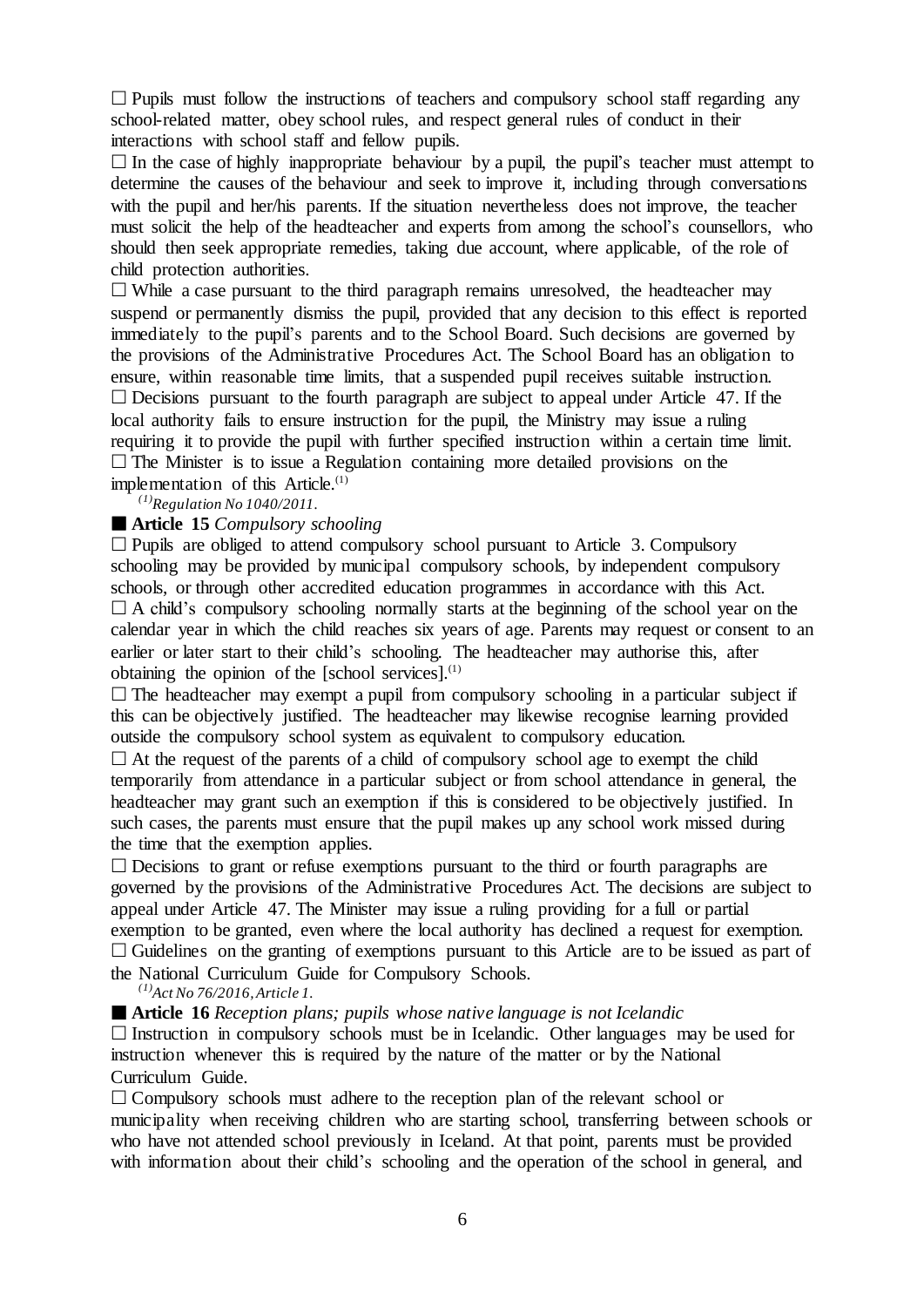□ Pupils must follow the instructions of teachers and compulsory school staff regarding any school-related matter, obey school rules, and respect general rules of conduct in their interactions with school staff and fellow pupils.

□ In the case of highly inappropriate behaviour by a pupil, the pupil's teacher must attempt to determine the causes of the behaviour and seek to improve it, including through conversations with the pupil and her/his parents. If the situation nevertheless does not improve, the teacher must solicit the help of the headteacher and experts from among the school's counsellors, who should then seek appropriate remedies, taking due account, where applicable, of the role of child protection authorities.

□ While a case pursuant to the third paragraph remains unresolved, the headteacher may suspend or permanently dismiss the pupil, provided that any decision to this effect is reported immediately to the pupil's parents and to the School Board. Such decisions are governed by the provisions of the Administrative Procedures Act. The School Board has an obligation to ensure, within reasonable time limits, that a suspended pupil receives suitable instruction.

□ Decisions pursuant to the fourth paragraph are subject to appeal under Article 47. If the local authority fails to ensure instruction for the pupil, the Ministry may issue a ruling requiring it to provide the pupil with further specified instruction within a certain time limit.

□ The Minister is to issue a Regulation containing more detailed provisions on the implementation of this Article.[1]

*[1]Regulation No 1040/2011.*

■ **Article 15** *Compulsory schooling*

□ Pupils are obliged to attend compulsory school pursuant to Article 3. Compulsory schooling may be provided by municipal compulsory schools, by independent compulsory schools, or through other accredited education programmes in accordance with this Act.

□ A child's compulsory schooling normally starts at the beginning of the school year on the calendar year in which the child reaches six years of age. Parents may request or consent to an earlier or later start to their child's schooling. The headteacher may authorise this, after obtaining the opinion of the [school services].[1]

□ The headteacher may exempt a pupil from compulsory schooling in a particular subject if this can be objectively justified. The headteacher may likewise recognise learning provided outside the compulsory school system as equivalent to compulsory education.

□ At the request of the parents of a child of compulsory school age to exempt the child temporarily from attendance in a particular subject or from school attendance in general, the headteacher may grant such an exemption if this is considered to be objectively justified. In such cases, the parents must ensure that the pupil makes up any school work missed during the time that the exemption applies.

□ Decisions to grant or refuse exemptions pursuant to the third or fourth paragraphs are governed by the provisions of the Administrative Procedures Act. The decisions are subject to appeal under Article 47. The Minister may issue a ruling providing for a full or partial exemption to be granted, even where the local authority has declined a request for exemption.

□ Guidelines on the granting of exemptions pursuant to this Article are to be issued as part of the National Curriculum Guide for Compulsory Schools.

*[1]Act No 76/2016, Article 1.*

■ **Article 16** *Reception plans; pupils whose native language is not Icelandic*

□ Instruction in compulsory schools must be in Icelandic. Other languages may be used for instruction whenever this is required by the nature of the matter or by the National Curriculum Guide.

□ Compulsory schools must adhere to the reception plan of the relevant school or municipality when receiving children who are starting school, transferring between schools or who have not attended school previously in Iceland. At that point, parents must be provided with information about their child's schooling and the operation of the school in general, and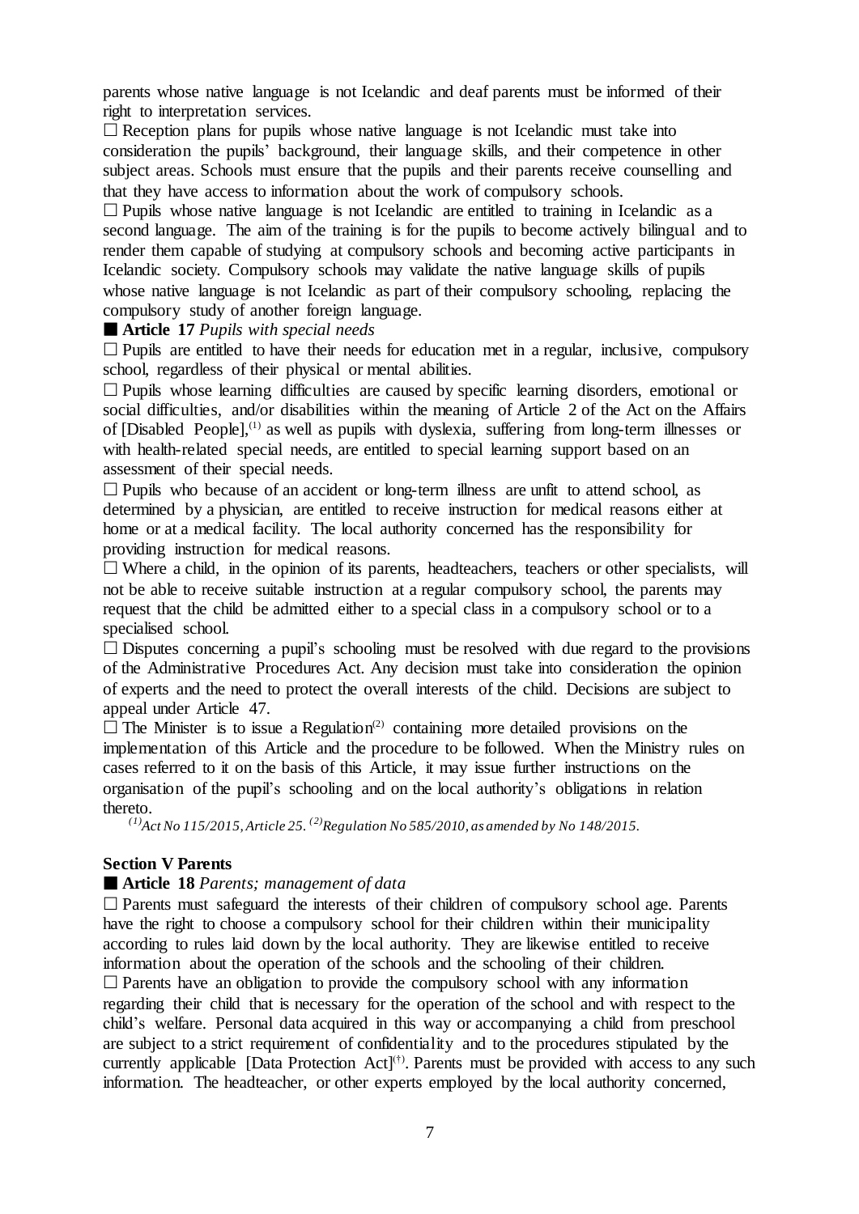parents whose native language is not Icelandic and deaf parents must be informed of their right to interpretation services.

☐ Reception plans for pupils whose native language is not Icelandic must take into consideration the pupils' background, their language skills, and their competence in other subject areas. Schools must ensure that the pupils and their parents receive counselling and that they have access to information about the work of compulsory schools.

☐ Pupils whose native language is not Icelandic are entitled to training in Icelandic as a second language. The aim of the training is for the pupils to become actively bilingual and to render them capable of studying at compulsory schools and becoming active participants in Icelandic society. Compulsory schools may validate the native language skills of pupils whose native language is not Icelandic as part of their compulsory schooling, replacing the compulsory study of another foreign language.

■ **Article 17** *Pupils with special needs*

☐ Pupils are entitled to have their needs for education met in a regular, inclusive, compulsory school, regardless of their physical or mental abilities.

☐ Pupils whose learning difficulties are caused by specific learning disorders, emotional or social difficulties, and/or disabilities within the meaning of Article 2 of the Act on the Affairs of [Disabled People],[(1)] as well as pupils with dyslexia, suffering from long-term illnesses or with health-related special needs, are entitled to special learning support based on an assessment of their special needs.

☐ Pupils who because of an accident or long-term illness are unfit to attend school, as determined by a physician, are entitled to receive instruction for medical reasons either at home or at a medical facility. The local authority concerned has the responsibility for providing instruction for medical reasons.

☐ Where a child, in the opinion of its parents, headteachers, teachers or other specialists, will not be able to receive suitable instruction at a regular compulsory school, the parents may request that the child be admitted either to a special class in a compulsory school or to a specialised school.

☐ Disputes concerning a pupil's schooling must be resolved with due regard to the provisions of the Administrative Procedures Act. Any decision must take into consideration the opinion of experts and the need to protect the overall interests of the child. Decisions are subject to appeal under Article 47.

☐ The Minister is to issue a Regulation[(2)] containing more detailed provisions on the implementation of this Article and the procedure to be followed. When the Ministry rules on cases referred to it on the basis of this Article, it may issue further instructions on the organisation of the pupil's schooling and on the local authority's obligations in relation thereto.

*[(1)]Act No 115/2015, Article 25. [(2)]Regulation No 585/2010, as amended by No 148/2015.*

## Section V Parents

■ **Article 18** *Parents; management of data*

☐ Parents must safeguard the interests of their children of compulsory school age. Parents have the right to choose a compulsory school for their children within their municipality according to rules laid down by the local authority. They are likewise entitled to receive information about the operation of the schools and the schooling of their children.

☐ Parents have an obligation to provide the compulsory school with any information regarding their child that is necessary for the operation of the school and with respect to the child's welfare. Personal data acquired in this way or accompanying a child from preschool are subject to a strict requirement of confidentiality and to the procedures stipulated by the currently applicable [Data Protection Act][(†)]. Parents must be provided with access to any such information. The headteacher, or other experts employed by the local authority concerned,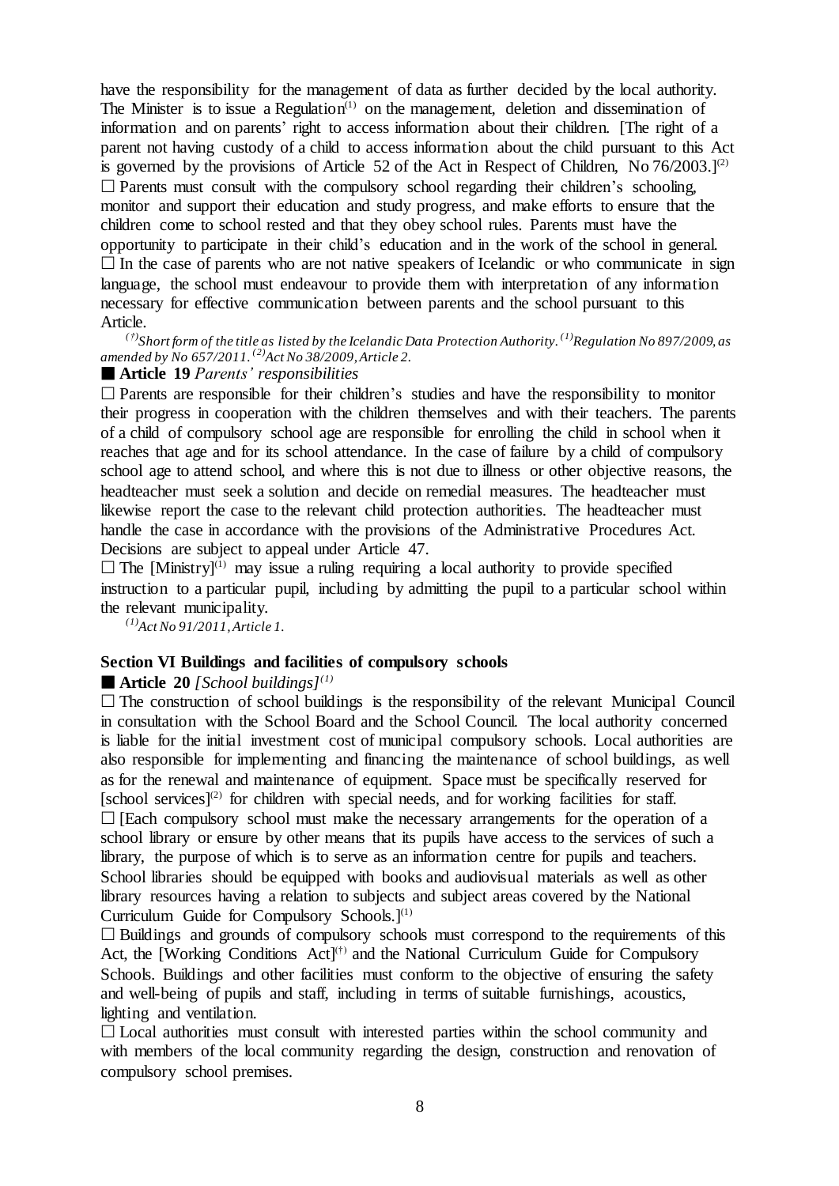have the responsibility for the management of data as further decided by the local authority. The Minister is to issue a Regulation[1] on the management, deletion and dissemination of information and on parents' right to access information about their children. [The right of a parent not having custody of a child to access information about the child pursuant to this Act is governed by the provisions of Article 52 of the Act in Respect of Children, No 76/2003.][2]

☐ Parents must consult with the compulsory school regarding their children's schooling, monitor and support their education and study progress, and make efforts to ensure that the children come to school rested and that they obey school rules. Parents must have the opportunity to participate in their child's education and in the work of the school in general.

☐ In the case of parents who are not native speakers of Icelandic or who communicate in sign language, the school must endeavour to provide them with interpretation of any information necessary for effective communication between parents and the school pursuant to this Article.

*[†]Short form of the title as listed by the Icelandic Data Protection Authority. [1]Regulation No 897/2009, as amended by No 657/2011. [2]Act No 38/2009, Article 2.*

■ **Article 19** *Parents' responsibilities*

☐ Parents are responsible for their children's studies and have the responsibility to monitor their progress in cooperation with the children themselves and with their teachers. The parents of a child of compulsory school age are responsible for enrolling the child in school when it reaches that age and for its school attendance. In the case of failure by a child of compulsory school age to attend school, and where this is not due to illness or other objective reasons, the headteacher must seek a solution and decide on remedial measures. The headteacher must likewise report the case to the relevant child protection authorities. The headteacher must handle the case in accordance with the provisions of the Administrative Procedures Act. Decisions are subject to appeal under Article 47.

☐ The [Ministry][1] may issue a ruling requiring a local authority to provide specified instruction to a particular pupil, including by admitting the pupil to a particular school within the relevant municipality.

*[1]Act No 91/2011, Article 1.*

## Section VI Buildings and facilities of compulsory schools

■ **Article 20** *[School buildings][1]*

☐ The construction of school buildings is the responsibility of the relevant Municipal Council in consultation with the School Board and the School Council. The local authority concerned is liable for the initial investment cost of municipal compulsory schools. Local authorities are also responsible for implementing and financing the maintenance of school buildings, as well as for the renewal and maintenance of equipment. Space must be specifically reserved for [school services][2] for children with special needs, and for working facilities for staff.

☐ [Each compulsory school must make the necessary arrangements for the operation of a school library or ensure by other means that its pupils have access to the services of such a library, the purpose of which is to serve as an information centre for pupils and teachers. School libraries should be equipped with books and audiovisual materials as well as other library resources having a relation to subjects and subject areas covered by the National Curriculum Guide for Compulsory Schools.][1]

☐ Buildings and grounds of compulsory schools must correspond to the requirements of this Act, the [Working Conditions Act][†] and the National Curriculum Guide for Compulsory Schools. Buildings and other facilities must conform to the objective of ensuring the safety and well-being of pupils and staff, including in terms of suitable furnishings, acoustics, lighting and ventilation.

☐ Local authorities must consult with interested parties within the school community and with members of the local community regarding the design, construction and renovation of compulsory school premises.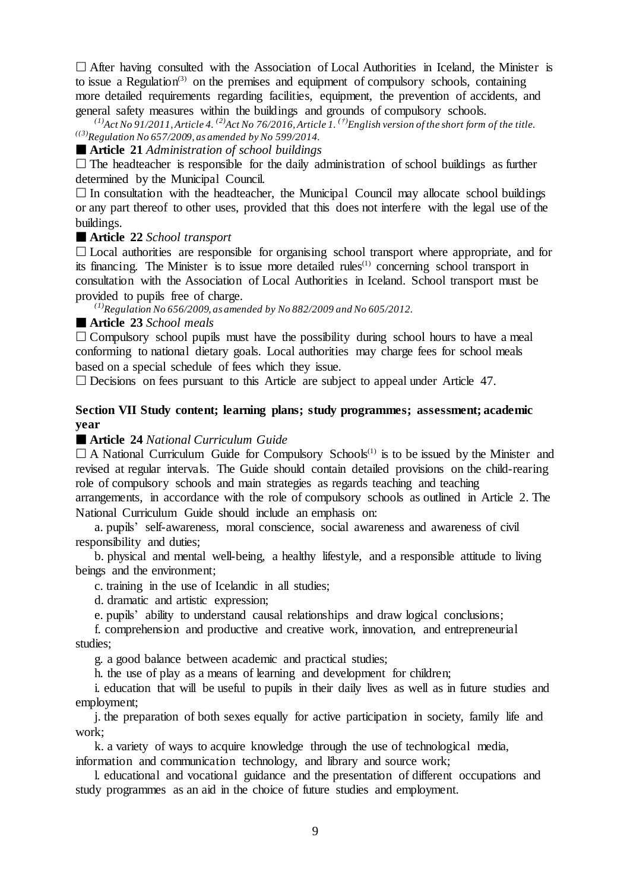☐ After having consulted with the Association of Local Authorities in Iceland, the Minister is to issue a Regulation[3] on the premises and equipment of compulsory schools, containing more detailed requirements regarding facilities, equipment, the prevention of accidents, and general safety measures within the buildings and grounds of compulsory schools.

*[1]Act No 91/2011, Article 4. [2]Act No 76/2016, Article 1. [†]English version of the short form of the title. [(3)]Regulation No 657/2009, as amended by No 599/2014.*

■ **Article 21** *Administration of school buildings*

☐ The headteacher is responsible for the daily administration of school buildings as further determined by the Municipal Council.

☐ In consultation with the headteacher, the Municipal Council may allocate school buildings or any part thereof to other uses, provided that this does not interfere with the legal use of the buildings.

■ **Article 22** *School transport*

☐ Local authorities are responsible for organising school transport where appropriate, and for its financing. The Minister is to issue more detailed rules[1] concerning school transport in consultation with the Association of Local Authorities in Iceland. School transport must be provided to pupils free of charge.

*[1]Regulation No 656/2009, as amended by No 882/2009 and No 605/2012.*

■ **Article 23** *School meals*

☐ Compulsory school pupils must have the possibility during school hours to have a meal conforming to national dietary goals. Local authorities may charge fees for school meals based on a special schedule of fees which they issue.

☐ Decisions on fees pursuant to this Article are subject to appeal under Article 47.

### Section VII Study content; learning plans; study programmes; assessment; academic year

■ **Article 24** *National Curriculum Guide*

☐ A National Curriculum Guide for Compulsory Schools[1] is to be issued by the Minister and revised at regular intervals. The Guide should contain detailed provisions on the child-rearing role of compulsory schools and main strategies as regards teaching and teaching arrangements, in accordance with the role of compulsory schools as outlined in Article 2. The National Curriculum Guide should include an emphasis on:

a. pupils' self-awareness, moral conscience, social awareness and awareness of civil responsibility and duties;

b. physical and mental well-being, a healthy lifestyle, and a responsible attitude to living beings and the environment;

c. training in the use of Icelandic in all studies;

d. dramatic and artistic expression;

e. pupils' ability to understand causal relationships and draw logical conclusions;

f. comprehension and productive and creative work, innovation, and entrepreneurial studies;

g. a good balance between academic and practical studies;

h. the use of play as a means of learning and development for children;

i. education that will be useful to pupils in their daily lives as well as in future studies and employment;

j. the preparation of both sexes equally for active participation in society, family life and work;

k. a variety of ways to acquire knowledge through the use of technological media, information and communication technology, and library and source work;

l. educational and vocational guidance and the presentation of different occupations and study programmes as an aid in the choice of future studies and employment.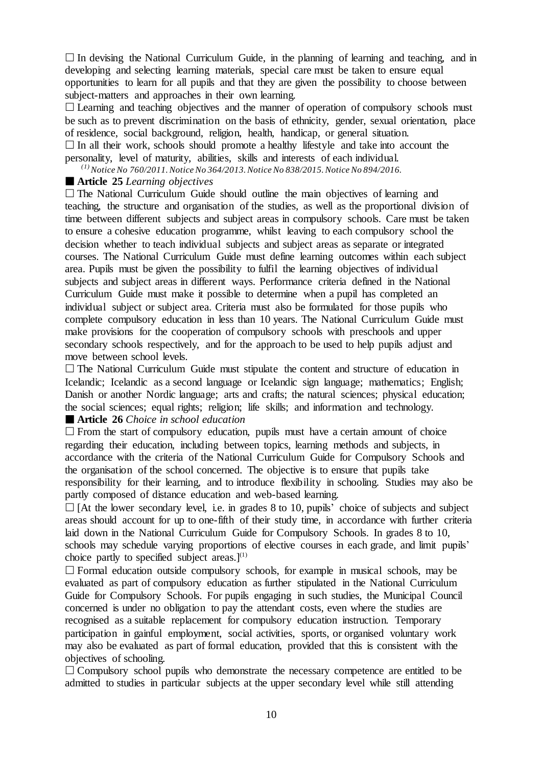□ In devising the National Curriculum Guide, in the planning of learning and teaching, and in developing and selecting learning materials, special care must be taken to ensure equal opportunities to learn for all pupils and that they are given the possibility to choose between subject-matters and approaches in their own learning.

□ Learning and teaching objectives and the manner of operation of compulsory schools must be such as to prevent discrimination on the basis of ethnicity, gender, sexual orientation, place of residence, social background, religion, health, handicap, or general situation.

□ In all their work, schools should promote a healthy lifestyle and take into account the personality, level of maturity, abilities, skills and interests of each individual.

*(1) Notice No 760/2011. Notice No 364/2013. Notice No 838/2015. Notice No 894/2016.*

■ **Article 25** *Learning objectives*

□ The National Curriculum Guide should outline the main objectives of learning and teaching, the structure and organisation of the studies, as well as the proportional division of time between different subjects and subject areas in compulsory schools. Care must be taken to ensure a cohesive education programme, whilst leaving to each compulsory school the decision whether to teach individual subjects and subject areas as separate or integrated courses. The National Curriculum Guide must define learning outcomes within each subject area. Pupils must be given the possibility to fulfil the learning objectives of individual subjects and subject areas in different ways. Performance criteria defined in the National Curriculum Guide must make it possible to determine when a pupil has completed an individual subject or subject area. Criteria must also be formulated for those pupils who complete compulsory education in less than 10 years. The National Curriculum Guide must make provisions for the cooperation of compulsory schools with preschools and upper secondary schools respectively, and for the approach to be used to help pupils adjust and move between school levels.

□ The National Curriculum Guide must stipulate the content and structure of education in Icelandic; Icelandic as a second language or Icelandic sign language; mathematics; English; Danish or another Nordic language; arts and crafts; the natural sciences; physical education; the social sciences; equal rights; religion; life skills; and information and technology.

■ **Article 26** *Choice in school education*

□ From the start of compulsory education, pupils must have a certain amount of choice regarding their education, including between topics, learning methods and subjects, in accordance with the criteria of the National Curriculum Guide for Compulsory Schools and the organisation of the school concerned. The objective is to ensure that pupils take responsibility for their learning, and to introduce flexibility in schooling. Studies may also be partly composed of distance education and web-based learning.

□ [At the lower secondary level, i.e. in grades 8 to 10, pupils' choice of subjects and subject areas should account for up to one-fifth of their study time, in accordance with further criteria laid down in the National Curriculum Guide for Compulsory Schools. In grades 8 to 10, schools may schedule varying proportions of elective courses in each grade, and limit pupils' choice partly to specified subject areas.][1]

□ Formal education outside compulsory schools, for example in musical schools, may be evaluated as part of compulsory education as further stipulated in the National Curriculum Guide for Compulsory Schools. For pupils engaging in such studies, the Municipal Council concerned is under no obligation to pay the attendant costs, even where the studies are recognised as a suitable replacement for compulsory education instruction. Temporary participation in gainful employment, social activities, sports, or organised voluntary work may also be evaluated as part of formal education, provided that this is consistent with the objectives of schooling.

□ Compulsory school pupils who demonstrate the necessary competence are entitled to be admitted to studies in particular subjects at the upper secondary level while still attending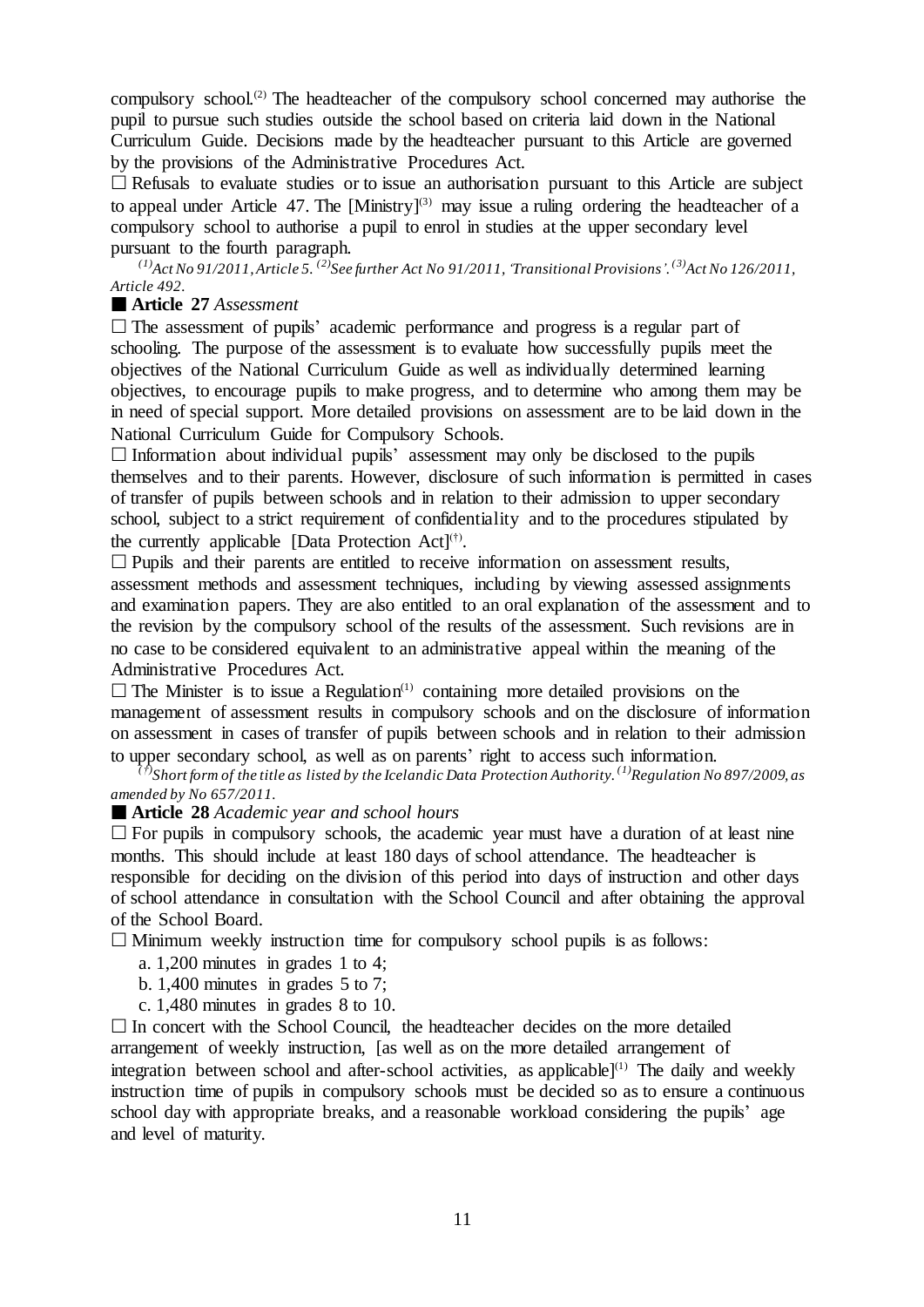compulsory school.[2] The headteacher of the compulsory school concerned may authorise the pupil to pursue such studies outside the school based on criteria laid down in the National Curriculum Guide. Decisions made by the headteacher pursuant to this Article are governed by the provisions of the Administrative Procedures Act.

☐ Refusals to evaluate studies or to issue an authorisation pursuant to this Article are subject to appeal under Article 47. The [Ministry][3] may issue a ruling ordering the headteacher of a compulsory school to authorise a pupil to enrol in studies at the upper secondary level pursuant to the fourth paragraph.

*[1]Act No 91/2011, Article 5. [2]See further Act No 91/2011, 'Transitional Provisions'. [3]Act No 126/2011, Article 492.*

■ **Article 27** *Assessment*

☐ The assessment of pupils' academic performance and progress is a regular part of schooling. The purpose of the assessment is to evaluate how successfully pupils meet the objectives of the National Curriculum Guide as well as individually determined learning objectives, to encourage pupils to make progress, and to determine who among them may be in need of special support. More detailed provisions on assessment are to be laid down in the National Curriculum Guide for Compulsory Schools.

☐ Information about individual pupils' assessment may only be disclosed to the pupils themselves and to their parents. However, disclosure of such information is permitted in cases of transfer of pupils between schools and in relation to their admission to upper secondary school, subject to a strict requirement of confidentiality and to the procedures stipulated by the currently applicable [Data Protection Act][†].

☐ Pupils and their parents are entitled to receive information on assessment results, assessment methods and assessment techniques, including by viewing assessed assignments and examination papers. They are also entitled to an oral explanation of the assessment and to the revision by the compulsory school of the results of the assessment. Such revisions are in no case to be considered equivalent to an administrative appeal within the meaning of the Administrative Procedures Act.

☐ The Minister is to issue a Regulation[1] containing more detailed provisions on the management of assessment results in compulsory schools and on the disclosure of information on assessment in cases of transfer of pupils between schools and in relation to their admission to upper secondary school, as well as on parents' right to access such information.

*[†]Short form of the title as listed by the Icelandic Data Protection Authority. [1]Regulation No 897/2009, as amended by No 657/2011.*

■ **Article 28** *Academic year and school hours*

☐ For pupils in compulsory schools, the academic year must have a duration of at least nine months. This should include at least 180 days of school attendance. The headteacher is responsible for deciding on the division of this period into days of instruction and other days of school attendance in consultation with the School Council and after obtaining the approval of the School Board.

☐ Minimum weekly instruction time for compulsory school pupils is as follows:

a. 1,200 minutes in grades 1 to 4;

b. 1,400 minutes in grades 5 to 7;

c. 1,480 minutes in grades 8 to 10.

☐ In concert with the School Council, the headteacher decides on the more detailed arrangement of weekly instruction, [as well as on the more detailed arrangement of integration between school and after-school activities, as applicable][1] The daily and weekly instruction time of pupils in compulsory schools must be decided so as to ensure a continuous school day with appropriate breaks, and a reasonable workload considering the pupils' age and level of maturity.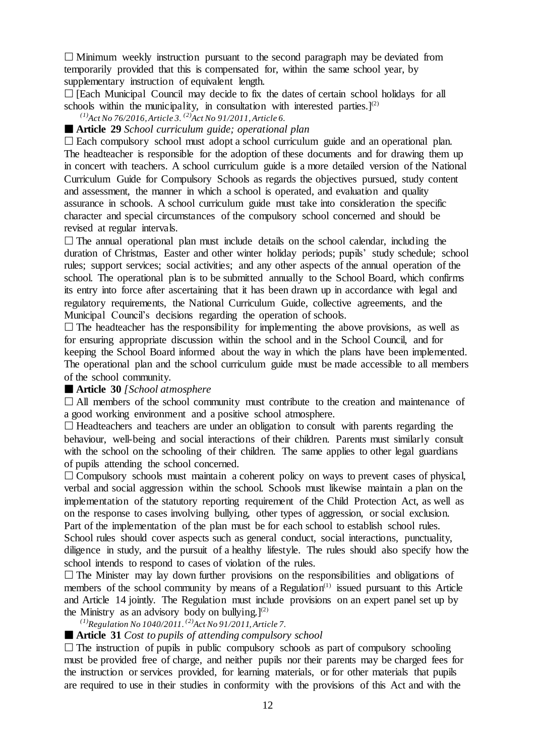☐ Minimum weekly instruction pursuant to the second paragraph may be deviated from temporarily provided that this is compensated for, within the same school year, by supplementary instruction of equivalent length.

☐ [Each Municipal Council may decide to fix the dates of certain school holidays for all schools within the municipality, in consultation with interested parties.][(2)]

*[(1)]Act No 76/2016, Article 3. [(2)]Act No 91/2011, Article 6.*

■ **Article 29** *School curriculum guide; operational plan*

☐ Each compulsory school must adopt a school curriculum guide and an operational plan. The headteacher is responsible for the adoption of these documents and for drawing them up in concert with teachers. A school curriculum guide is a more detailed version of the National Curriculum Guide for Compulsory Schools as regards the objectives pursued, study content and assessment, the manner in which a school is operated, and evaluation and quality assurance in schools. A school curriculum guide must take into consideration the specific character and special circumstances of the compulsory school concerned and should be revised at regular intervals.

☐ The annual operational plan must include details on the school calendar, including the duration of Christmas, Easter and other winter holiday periods; pupils' study schedule; school rules; support services; social activities; and any other aspects of the annual operation of the school. The operational plan is to be submitted annually to the School Board, which confirms its entry into force after ascertaining that it has been drawn up in accordance with legal and regulatory requirements, the National Curriculum Guide, collective agreements, and the Municipal Council's decisions regarding the operation of schools.

☐ The headteacher has the responsibility for implementing the above provisions, as well as for ensuring appropriate discussion within the school and in the School Council, and for keeping the School Board informed about the way in which the plans have been implemented. The operational plan and the school curriculum guide must be made accessible to all members of the school community.

■ **Article 30** *[School atmosphere*

☐ All members of the school community must contribute to the creation and maintenance of a good working environment and a positive school atmosphere.

☐ Headteachers and teachers are under an obligation to consult with parents regarding the behaviour, well-being and social interactions of their children. Parents must similarly consult with the school on the schooling of their children. The same applies to other legal guardians of pupils attending the school concerned.

☐ Compulsory schools must maintain a coherent policy on ways to prevent cases of physical, verbal and social aggression within the school. Schools must likewise maintain a plan on the implementation of the statutory reporting requirement of the Child Protection Act, as well as on the response to cases involving bullying, other types of aggression, or social exclusion. Part of the implementation of the plan must be for each school to establish school rules. School rules should cover aspects such as general conduct, social interactions, punctuality, diligence in study, and the pursuit of a healthy lifestyle. The rules should also specify how the school intends to respond to cases of violation of the rules.

☐ The Minister may lay down further provisions on the responsibilities and obligations of members of the school community by means of a Regulation[(1)] issued pursuant to this Article and Article 14 jointly. The Regulation must include provisions on an expert panel set up by the Ministry as an advisory body on bullying.][(2)]

*[(1)]Regulation No 1040/2011. [(2)]Act No 91/2011, Article 7.*

■ **Article 31** *Cost to pupils of attending compulsory school*

☐ The instruction of pupils in public compulsory schools as part of compulsory schooling must be provided free of charge, and neither pupils nor their parents may be charged fees for the instruction or services provided, for learning materials, or for other materials that pupils are required to use in their studies in conformity with the provisions of this Act and with the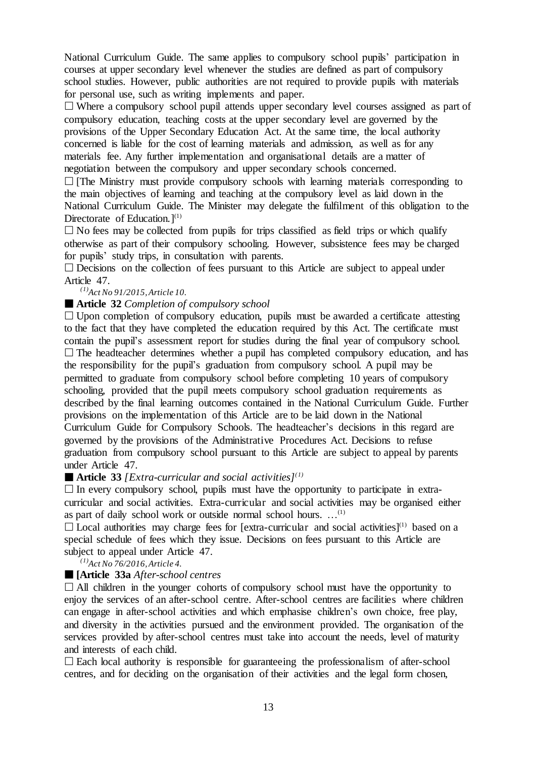National Curriculum Guide. The same applies to compulsory school pupils' participation in courses at upper secondary level whenever the studies are defined as part of compulsory school studies. However, public authorities are not required to provide pupils with materials for personal use, such as writing implements and paper.

☐ Where a compulsory school pupil attends upper secondary level courses assigned as part of compulsory education, teaching costs at the upper secondary level are governed by the provisions of the Upper Secondary Education Act. At the same time, the local authority concerned is liable for the cost of learning materials and admission, as well as for any materials fee. Any further implementation and organisational details are a matter of negotiation between the compulsory and upper secondary schools concerned.

☐ [The Ministry must provide compulsory schools with learning materials corresponding to the main objectives of learning and teaching at the compulsory level as laid down in the National Curriculum Guide. The Minister may delegate the fulfilment of this obligation to the Directorate of Education.][(1)]

☐ No fees may be collected from pupils for trips classified as field trips or which qualify otherwise as part of their compulsory schooling. However, subsistence fees may be charged for pupils' study trips, in consultation with parents.

☐ Decisions on the collection of fees pursuant to this Article are subject to appeal under Article 47.

*[(1)]Act No 91/2015, Article 10.*

■ **Article 32** *Completion of compulsory school*

☐ Upon completion of compulsory education, pupils must be awarded a certificate attesting to the fact that they have completed the education required by this Act. The certificate must contain the pupil's assessment report for studies during the final year of compulsory school.

☐ The headteacher determines whether a pupil has completed compulsory education, and has the responsibility for the pupil's graduation from compulsory school. A pupil may be permitted to graduate from compulsory school before completing 10 years of compulsory schooling, provided that the pupil meets compulsory school graduation requirements as described by the final learning outcomes contained in the National Curriculum Guide. Further provisions on the implementation of this Article are to be laid down in the National Curriculum Guide for Compulsory Schools. The headteacher's decisions in this regard are governed by the provisions of the Administrative Procedures Act. Decisions to refuse graduation from compulsory school pursuant to this Article are subject to appeal by parents under Article 47.

■ **Article 33** *[Extra-curricular and social activities][(1)]*

☐ In every compulsory school, pupils must have the opportunity to participate in extra-curricular and social activities. Extra-curricular and social activities may be organised either as part of daily school work or outside normal school hours. …[(1)]

☐ Local authorities may charge fees for [extra-curricular and social activities][(1)] based on a special schedule of fees which they issue. Decisions on fees pursuant to this Article are subject to appeal under Article 47.

*[(1)]Act No 76/2016, Article 4.*

■ **[Article 33a** *After-school centres*

☐ All children in the younger cohorts of compulsory school must have the opportunity to enjoy the services of an after-school centre. After-school centres are facilities where children can engage in after-school activities and which emphasise children's own choice, free play, and diversity in the activities pursued and the environment provided. The organisation of the services provided by after-school centres must take into account the needs, level of maturity and interests of each child.

☐ Each local authority is responsible for guaranteeing the professionalism of after-school centres, and for deciding on the organisation of their activities and the legal form chosen,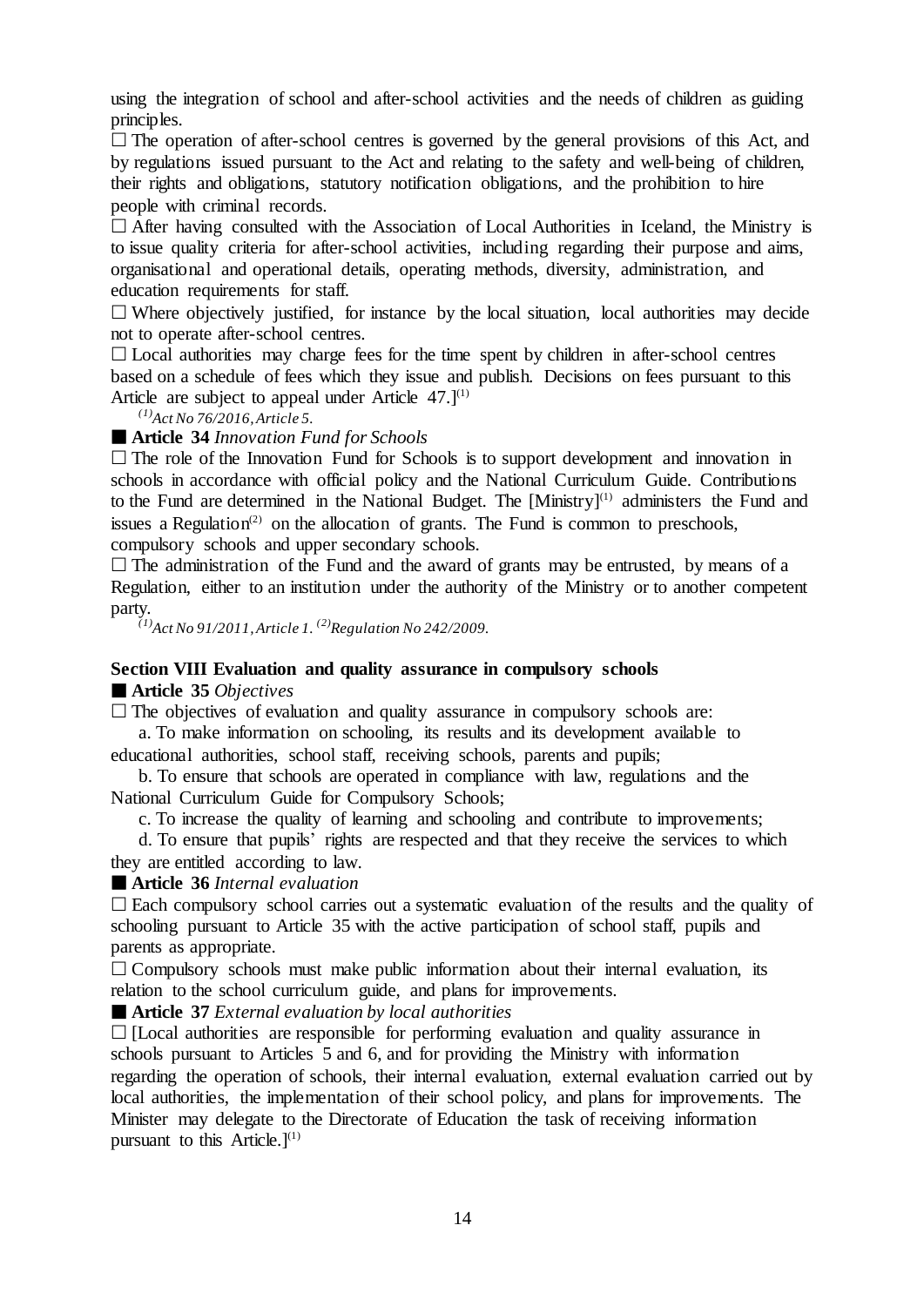using the integration of school and after-school activities and the needs of children as guiding principles.

□ The operation of after-school centres is governed by the general provisions of this Act, and by regulations issued pursuant to the Act and relating to the safety and well-being of children, their rights and obligations, statutory notification obligations, and the prohibition to hire people with criminal records.

□ After having consulted with the Association of Local Authorities in Iceland, the Ministry is to issue quality criteria for after-school activities, including regarding their purpose and aims, organisational and operational details, operating methods, diversity, administration, and education requirements for staff.

□ Where objectively justified, for instance by the local situation, local authorities may decide not to operate after-school centres.

□ Local authorities may charge fees for the time spent by children in after-school centres based on a schedule of fees which they issue and publish. Decisions on fees pursuant to this Article are subject to appeal under Article 47.][1]

*[1] Act No 76/2016, Article 5.*

■ **Article 34** *Innovation Fund for Schools*

□ The role of the Innovation Fund for Schools is to support development and innovation in schools in accordance with official policy and the National Curriculum Guide. Contributions to the Fund are determined in the National Budget. The [Ministry][1] administers the Fund and issues a Regulation[2] on the allocation of grants. The Fund is common to preschools, compulsory schools and upper secondary schools.

□ The administration of the Fund and the award of grants may be entrusted, by means of a Regulation, either to an institution under the authority of the Ministry or to another competent party.

*[1] Act No 91/2011, Article 1. [2] Regulation No 242/2009.*

## Section VIII Evaluation and quality assurance in compulsory schools

■ **Article 35** *Objectives*

□ The objectives of evaluation and quality assurance in compulsory schools are:

a. To make information on schooling, its results and its development available to educational authorities, school staff, receiving schools, parents and pupils;

b. To ensure that schools are operated in compliance with law, regulations and the National Curriculum Guide for Compulsory Schools;

c. To increase the quality of learning and schooling and contribute to improvements;

d. To ensure that pupils' rights are respected and that they receive the services to which they are entitled according to law.

■ **Article 36** *Internal evaluation*

□ Each compulsory school carries out a systematic evaluation of the results and the quality of schooling pursuant to Article 35 with the active participation of school staff, pupils and parents as appropriate.

□ Compulsory schools must make public information about their internal evaluation, its relation to the school curriculum guide, and plans for improvements.

■ **Article 37** *External evaluation by local authorities*

□ [Local authorities are responsible for performing evaluation and quality assurance in schools pursuant to Articles 5 and 6, and for providing the Ministry with information regarding the operation of schools, their internal evaluation, external evaluation carried out by local authorities, the implementation of their school policy, and plans for improvements. The Minister may delegate to the Directorate of Education the task of receiving information pursuant to this Article.][1]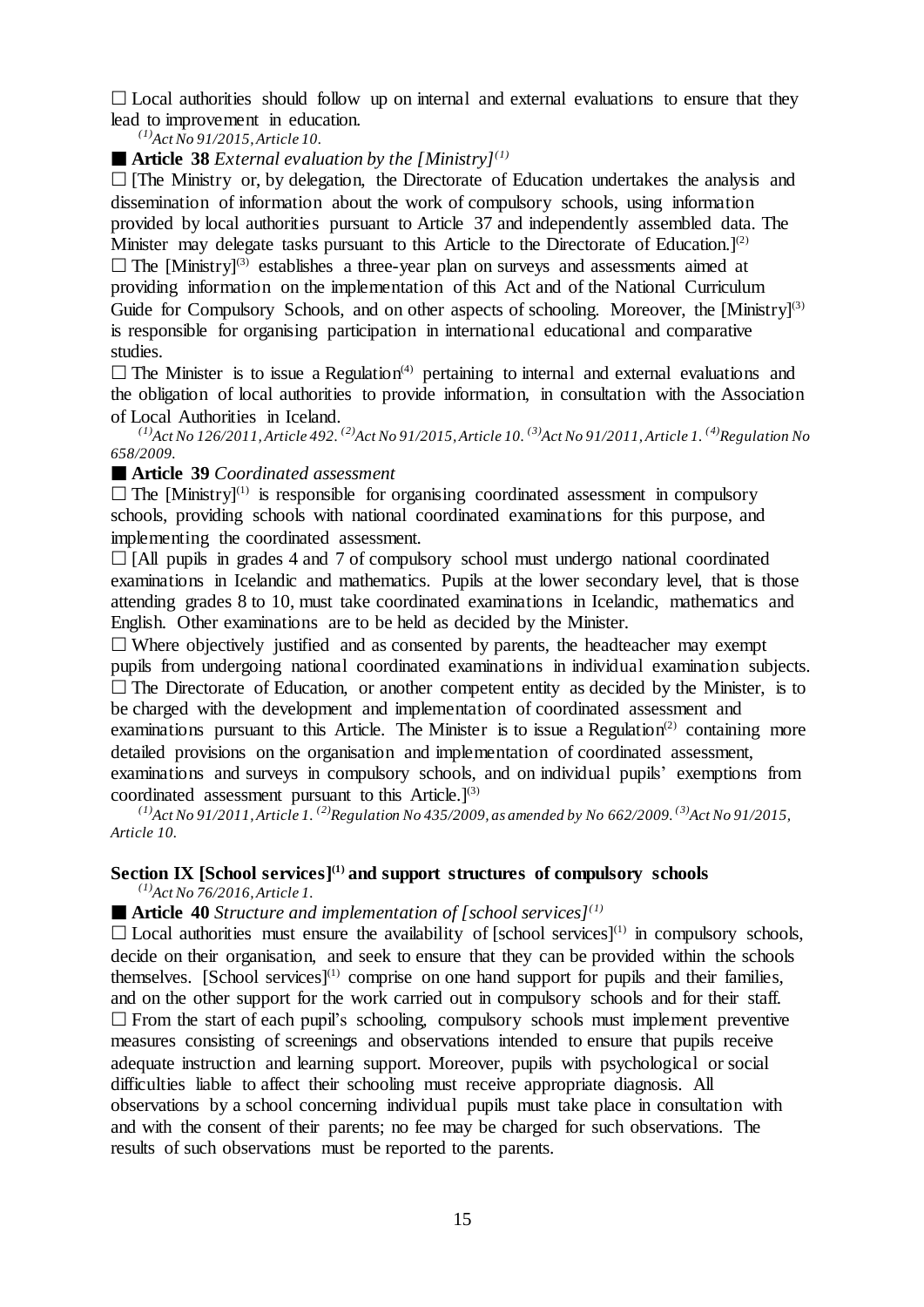□ Local authorities should follow up on internal and external evaluations to ensure that they lead to improvement in education.

*[(1)]Act No 91/2015, Article 10.*

■ **Article 38** *External evaluation by the [Ministry][(1)]*

□ [The Ministry or, by delegation, the Directorate of Education undertakes the analysis and dissemination of information about the work of compulsory schools, using information provided by local authorities pursuant to Article 37 and independently assembled data. The Minister may delegate tasks pursuant to this Article to the Directorate of Education.][(2)]

□ The [Ministry][(3)] establishes a three-year plan on surveys and assessments aimed at providing information on the implementation of this Act and of the National Curriculum Guide for Compulsory Schools, and on other aspects of schooling. Moreover, the [Ministry][(3)] is responsible for organising participation in international educational and comparative studies.

□ The Minister is to issue a Regulation[(4)] pertaining to internal and external evaluations and the obligation of local authorities to provide information, in consultation with the Association of Local Authorities in Iceland.

*[(1)]Act No 126/2011, Article 492. [(2)]Act No 91/2015, Article 10. [(3)]Act No 91/2011, Article 1. [(4)]Regulation No 658/2009.*

■ **Article 39** *Coordinated assessment*

□ The [Ministry][(1)] is responsible for organising coordinated assessment in compulsory schools, providing schools with national coordinated examinations for this purpose, and implementing the coordinated assessment.

□ [All pupils in grades 4 and 7 of compulsory school must undergo national coordinated examinations in Icelandic and mathematics. Pupils at the lower secondary level, that is those attending grades 8 to 10, must take coordinated examinations in Icelandic, mathematics and English. Other examinations are to be held as decided by the Minister.

□ Where objectively justified and as consented by parents, the headteacher may exempt pupils from undergoing national coordinated examinations in individual examination subjects.

□ The Directorate of Education, or another competent entity as decided by the Minister, is to be charged with the development and implementation of coordinated assessment and examinations pursuant to this Article. The Minister is to issue a Regulation[(2)] containing more detailed provisions on the organisation and implementation of coordinated assessment, examinations and surveys in compulsory schools, and on individual pupils' exemptions from coordinated assessment pursuant to this Article.][(3)]

*[(1)]Act No 91/2011, Article 1. [(2)]Regulation No 435/2009, as amended by No 662/2009. [(3)]Act No 91/2015, Article 10.*

## Section IX [School services][(1)] and support structures of compulsory schools

*[(1)]Act No 76/2016, Article 1.*

■ **Article 40** *Structure and implementation of [school services][(1)]*

□ Local authorities must ensure the availability of [school services][(1)] in compulsory schools, decide on their organisation, and seek to ensure that they can be provided within the schools themselves. [School services][(1)] comprise on one hand support for pupils and their families, and on the other support for the work carried out in compulsory schools and for their staff.

□ From the start of each pupil's schooling, compulsory schools must implement preventive measures consisting of screenings and observations intended to ensure that pupils receive adequate instruction and learning support. Moreover, pupils with psychological or social difficulties liable to affect their schooling must receive appropriate diagnosis. All observations by a school concerning individual pupils must take place in consultation with and with the consent of their parents; no fee may be charged for such observations. The results of such observations must be reported to the parents.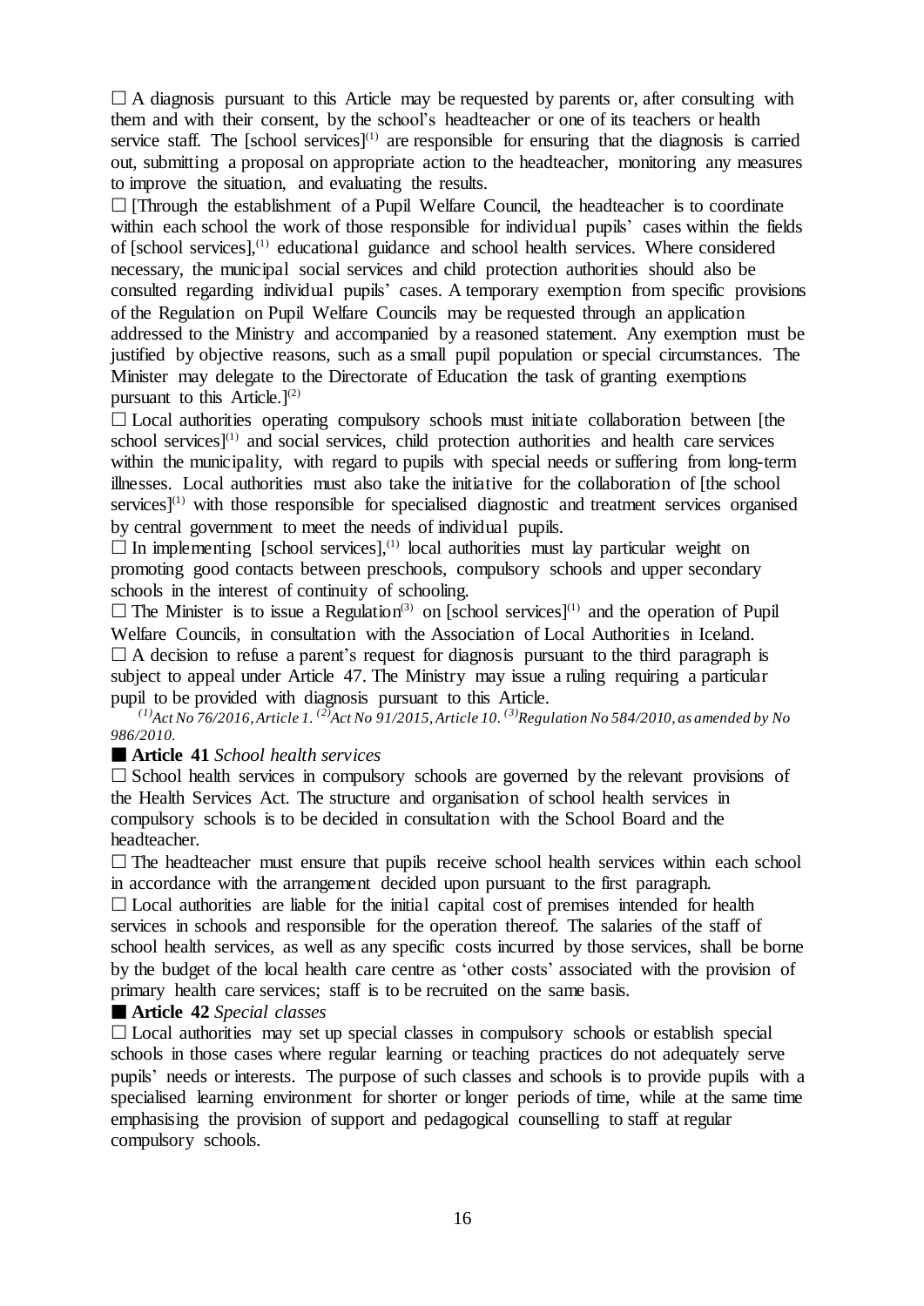□ A diagnosis pursuant to this Article may be requested by parents or, after consulting with them and with their consent, by the school's headteacher or one of its teachers or health service staff. The [school services][(1)] are responsible for ensuring that the diagnosis is carried out, submitting a proposal on appropriate action to the headteacher, monitoring any measures to improve the situation, and evaluating the results.

□ [Through the establishment of a Pupil Welfare Council, the headteacher is to coordinate within each school the work of those responsible for individual pupils' cases within the fields of [school services],[(1)] educational guidance and school health services. Where considered necessary, the municipal social services and child protection authorities should also be consulted regarding individual pupils' cases. A temporary exemption from specific provisions of the Regulation on Pupil Welfare Councils may be requested through an application addressed to the Ministry and accompanied by a reasoned statement. Any exemption must be justified by objective reasons, such as a small pupil population or special circumstances. The Minister may delegate to the Directorate of Education the task of granting exemptions pursuant to this Article.][(2)]

□ Local authorities operating compulsory schools must initiate collaboration between [the school services][(1)] and social services, child protection authorities and health care services within the municipality, with regard to pupils with special needs or suffering from long-term illnesses. Local authorities must also take the initiative for the collaboration of [the school services][(1)] with those responsible for specialised diagnostic and treatment services organised by central government to meet the needs of individual pupils.

□ In implementing [school services],[(1)] local authorities must lay particular weight on promoting good contacts between preschools, compulsory schools and upper secondary schools in the interest of continuity of schooling.

□ The Minister is to issue a Regulation[(3)] on [school services][(1)] and the operation of Pupil Welfare Councils, in consultation with the Association of Local Authorities in Iceland.

□ A decision to refuse a parent's request for diagnosis pursuant to the third paragraph is subject to appeal under Article 47. The Ministry may issue a ruling requiring a particular pupil to be provided with diagnosis pursuant to this Article.

*[(1)]Act No 76/2016, Article 1. [(2)]Act No 91/2015, Article 10. [(3)]Regulation No 584/2010, as amended by No 986/2010.*

■ **Article 41** *School health services*

□ School health services in compulsory schools are governed by the relevant provisions of the Health Services Act. The structure and organisation of school health services in compulsory schools is to be decided in consultation with the School Board and the headteacher.

□ The headteacher must ensure that pupils receive school health services within each school in accordance with the arrangement decided upon pursuant to the first paragraph.

□ Local authorities are liable for the initial capital cost of premises intended for health services in schools and responsible for the operation thereof. The salaries of the staff of school health services, as well as any specific costs incurred by those services, shall be borne by the budget of the local health care centre as 'other costs' associated with the provision of primary health care services; staff is to be recruited on the same basis.

■ **Article 42** *Special classes*

□ Local authorities may set up special classes in compulsory schools or establish special schools in those cases where regular learning or teaching practices do not adequately serve pupils' needs or interests. The purpose of such classes and schools is to provide pupils with a specialised learning environment for shorter or longer periods of time, while at the same time emphasising the provision of support and pedagogical counselling to staff at regular compulsory schools.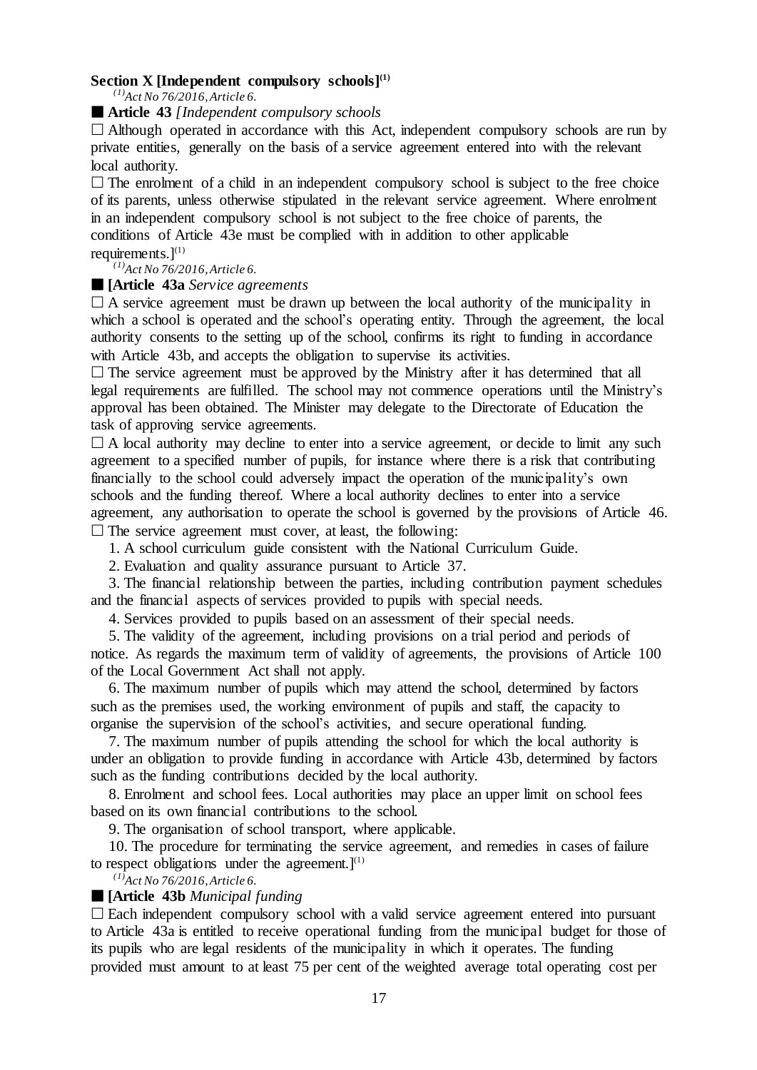**Section X [Independent compulsory schools]**[(1)]

*[(1)]Act No 76/2016, Article 6.*

■ **Article 43** *[Independent compulsory schools*

□ Although operated in accordance with this Act, independent compulsory schools are run by private entities, generally on the basis of a service agreement entered into with the relevant local authority.

□ The enrolment of a child in an independent compulsory school is subject to the free choice of its parents, unless otherwise stipulated in the relevant service agreement. Where enrolment in an independent compulsory school is not subject to the free choice of parents, the conditions of Article 43e must be complied with in addition to other applicable requirements.][(1)]

*[(1)]Act No 76/2016, Article 6.*

■ **[Article 43a** *Service agreements*

□ A service agreement must be drawn up between the local authority of the municipality in which a school is operated and the school's operating entity. Through the agreement, the local authority consents to the setting up of the school, confirms its right to funding in accordance with Article 43b, and accepts the obligation to supervise its activities.

□ The service agreement must be approved by the Ministry after it has determined that all legal requirements are fulfilled. The school may not commence operations until the Ministry's approval has been obtained. The Minister may delegate to the Directorate of Education the task of approving service agreements.

□ A local authority may decline to enter into a service agreement, or decide to limit any such agreement to a specified number of pupils, for instance where there is a risk that contributing financially to the school could adversely impact the operation of the municipality's own schools and the funding thereof. Where a local authority declines to enter into a service agreement, any authorisation to operate the school is governed by the provisions of Article 46.

□ The service agreement must cover, at least, the following:

1. A school curriculum guide consistent with the National Curriculum Guide.
2. Evaluation and quality assurance pursuant to Article 37.
3. The financial relationship between the parties, including contribution payment schedules and the financial aspects of services provided to pupils with special needs.
4. Services provided to pupils based on an assessment of their special needs.
5. The validity of the agreement, including provisions on a trial period and periods of notice. As regards the maximum term of validity of agreements, the provisions of Article 100 of the Local Government Act shall not apply.
6. The maximum number of pupils which may attend the school, determined by factors such as the premises used, the working environment of pupils and staff, the capacity to organise the supervision of the school's activities, and secure operational funding.
7. The maximum number of pupils attending the school for which the local authority is under an obligation to provide funding in accordance with Article 43b, determined by factors such as the funding contributions decided by the local authority.
8. Enrolment and school fees. Local authorities may place an upper limit on school fees based on its own financial contributions to the school.
9. The organisation of school transport, where applicable.
10. The procedure for terminating the service agreement, and remedies in cases of failure to respect obligations under the agreement.][(1)]

*[(1)]Act No 76/2016, Article 6.*

■ **[Article 43b** *Municipal funding*

□ Each independent compulsory school with a valid service agreement entered into pursuant to Article 43a is entitled to receive operational funding from the municipal budget for those of its pupils who are legal residents of the municipality in which it operates. The funding provided must amount to at least 75 per cent of the weighted average total operating cost per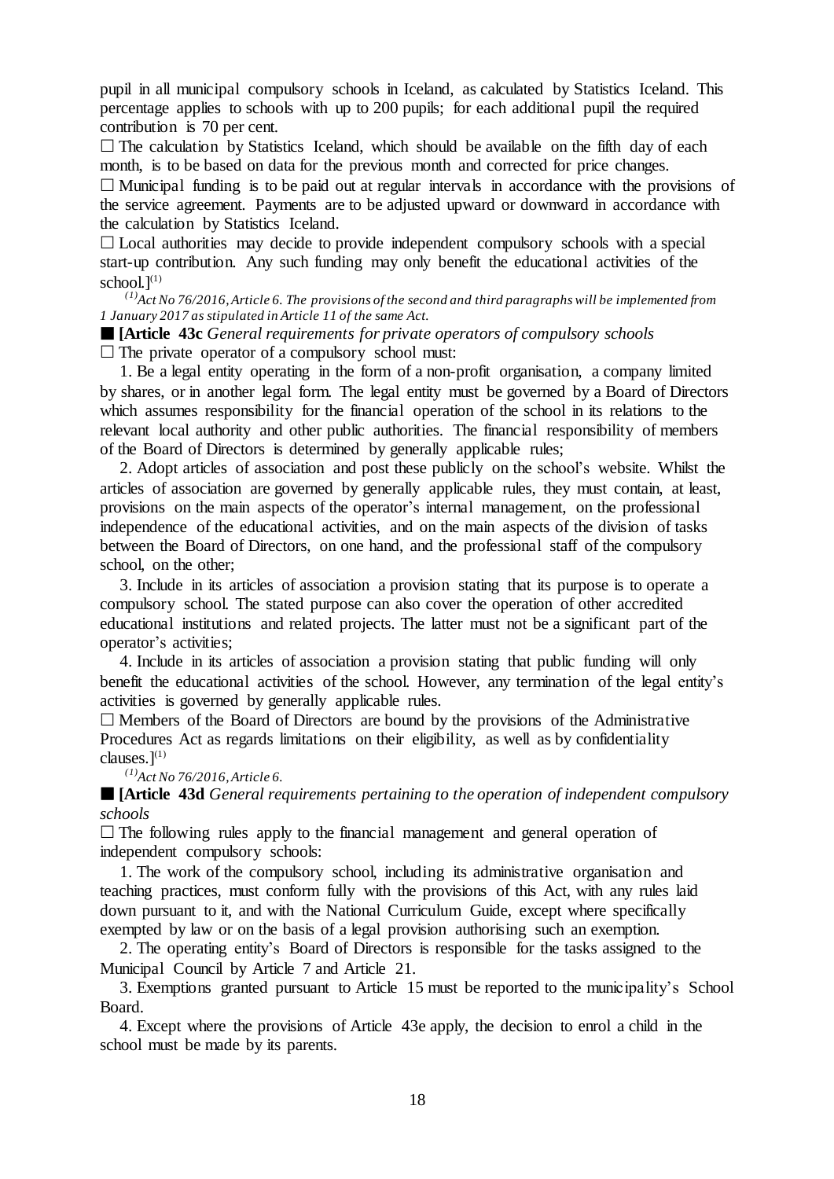pupil in all municipal compulsory schools in Iceland, as calculated by Statistics Iceland. This percentage applies to schools with up to 200 pupils; for each additional pupil the required contribution is 70 per cent.

□ The calculation by Statistics Iceland, which should be available on the fifth day of each month, is to be based on data for the previous month and corrected for price changes.

□ Municipal funding is to be paid out at regular intervals in accordance with the provisions of the service agreement. Payments are to be adjusted upward or downward in accordance with the calculation by Statistics Iceland.

□ Local authorities may decide to provide independent compulsory schools with a special start-up contribution. Any such funding may only benefit the educational activities of the school.][(1)]

*[(1)]Act No 76/2016, Article 6. The provisions of the second and third paragraphs will be implemented from 1 January 2017 as stipulated in Article 11 of the same Act.*

■ **[Article 43c** *General requirements for private operators of compulsory schools*

□ The private operator of a compulsory school must:

1. Be a legal entity operating in the form of a non-profit organisation, a company limited by shares, or in another legal form. The legal entity must be governed by a Board of Directors which assumes responsibility for the financial operation of the school in its relations to the relevant local authority and other public authorities. The financial responsibility of members of the Board of Directors is determined by generally applicable rules;

2. Adopt articles of association and post these publicly on the school's website. Whilst the articles of association are governed by generally applicable rules, they must contain, at least, provisions on the main aspects of the operator's internal management, on the professional independence of the educational activities, and on the main aspects of the division of tasks between the Board of Directors, on one hand, and the professional staff of the compulsory school, on the other;

3. Include in its articles of association a provision stating that its purpose is to operate a compulsory school. The stated purpose can also cover the operation of other accredited educational institutions and related projects. The latter must not be a significant part of the operator's activities;

4. Include in its articles of association a provision stating that public funding will only benefit the educational activities of the school. However, any termination of the legal entity's activities is governed by generally applicable rules.

□ Members of the Board of Directors are bound by the provisions of the Administrative Procedures Act as regards limitations on their eligibility, as well as by confidentiality clauses.][(1)]

*[(1)]Act No 76/2016, Article 6.*

■ **[Article 43d** *General requirements pertaining to the operation of independent compulsory schools*

□ The following rules apply to the financial management and general operation of independent compulsory schools:

1. The work of the compulsory school, including its administrative organisation and teaching practices, must conform fully with the provisions of this Act, with any rules laid down pursuant to it, and with the National Curriculum Guide, except where specifically exempted by law or on the basis of a legal provision authorising such an exemption.

2. The operating entity's Board of Directors is responsible for the tasks assigned to the Municipal Council by Article 7 and Article 21.

3. Exemptions granted pursuant to Article 15 must be reported to the municipality's School Board.

4. Except where the provisions of Article 43e apply, the decision to enrol a child in the school must be made by its parents.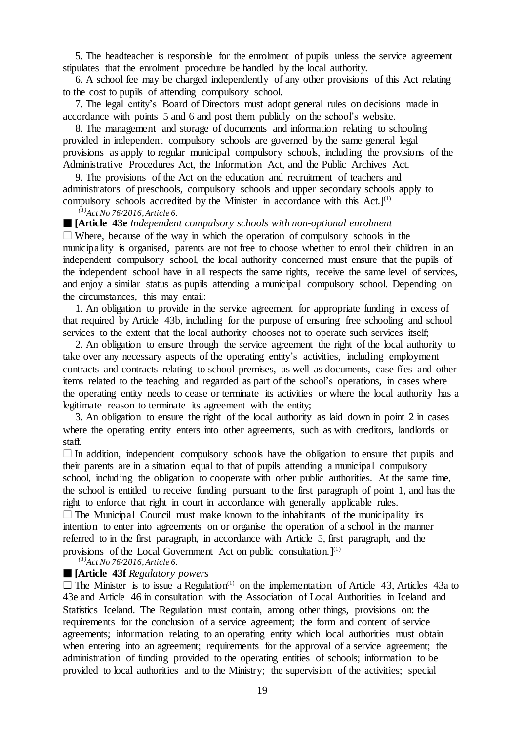5. The headteacher is responsible for the enrolment of pupils unless the service agreement stipulates that the enrolment procedure be handled by the local authority.

6. A school fee may be charged independently of any other provisions of this Act relating to the cost to pupils of attending compulsory school.

7. The legal entity's Board of Directors must adopt general rules on decisions made in accordance with points 5 and 6 and post them publicly on the school's website.

8. The management and storage of documents and information relating to schooling provided in independent compulsory schools are governed by the same general legal provisions as apply to regular municipal compulsory schools, including the provisions of the Administrative Procedures Act, the Information Act, and the Public Archives Act.

9. The provisions of the Act on the education and recruitment of teachers and administrators of preschools, compulsory schools and upper secondary schools apply to compulsory schools accredited by the Minister in accordance with this Act.][(1)]

*[(1)]Act No 76/2016, Article 6.*

■ **[Article 43e** *Independent compulsory schools with non-optional enrolment*

☐ Where, because of the way in which the operation of compulsory schools in the municipality is organised, parents are not free to choose whether to enrol their children in an independent compulsory school, the local authority concerned must ensure that the pupils of the independent school have in all respects the same rights, receive the same level of services, and enjoy a similar status as pupils attending a municipal compulsory school. Depending on the circumstances, this may entail:

1. An obligation to provide in the service agreement for appropriate funding in excess of that required by Article 43b, including for the purpose of ensuring free schooling and school services to the extent that the local authority chooses not to operate such services itself;

2. An obligation to ensure through the service agreement the right of the local authority to take over any necessary aspects of the operating entity's activities, including employment contracts and contracts relating to school premises, as well as documents, case files and other items related to the teaching and regarded as part of the school's operations, in cases where the operating entity needs to cease or terminate its activities or where the local authority has a legitimate reason to terminate its agreement with the entity;

3. An obligation to ensure the right of the local authority as laid down in point 2 in cases where the operating entity enters into other agreements, such as with creditors, landlords or staff.

☐ In addition, independent compulsory schools have the obligation to ensure that pupils and their parents are in a situation equal to that of pupils attending a municipal compulsory school, including the obligation to cooperate with other public authorities. At the same time, the school is entitled to receive funding pursuant to the first paragraph of point 1, and has the right to enforce that right in court in accordance with generally applicable rules.

☐ The Municipal Council must make known to the inhabitants of the municipality its intention to enter into agreements on or organise the operation of a school in the manner referred to in the first paragraph, in accordance with Article 5, first paragraph, and the provisions of the Local Government Act on public consultation.][(1)]

*[(1)]Act No 76/2016, Article 6.*

■ **[Article 43f** *Regulatory powers*

☐ The Minister is to issue a Regulation[(1)] on the implementation of Article 43, Articles 43a to 43e and Article 46 in consultation with the Association of Local Authorities in Iceland and Statistics Iceland. The Regulation must contain, among other things, provisions on: the requirements for the conclusion of a service agreement; the form and content of service agreements; information relating to an operating entity which local authorities must obtain when entering into an agreement; requirements for the approval of a service agreement; the administration of funding provided to the operating entities of schools; information to be provided to local authorities and to the Ministry; the supervision of the activities; special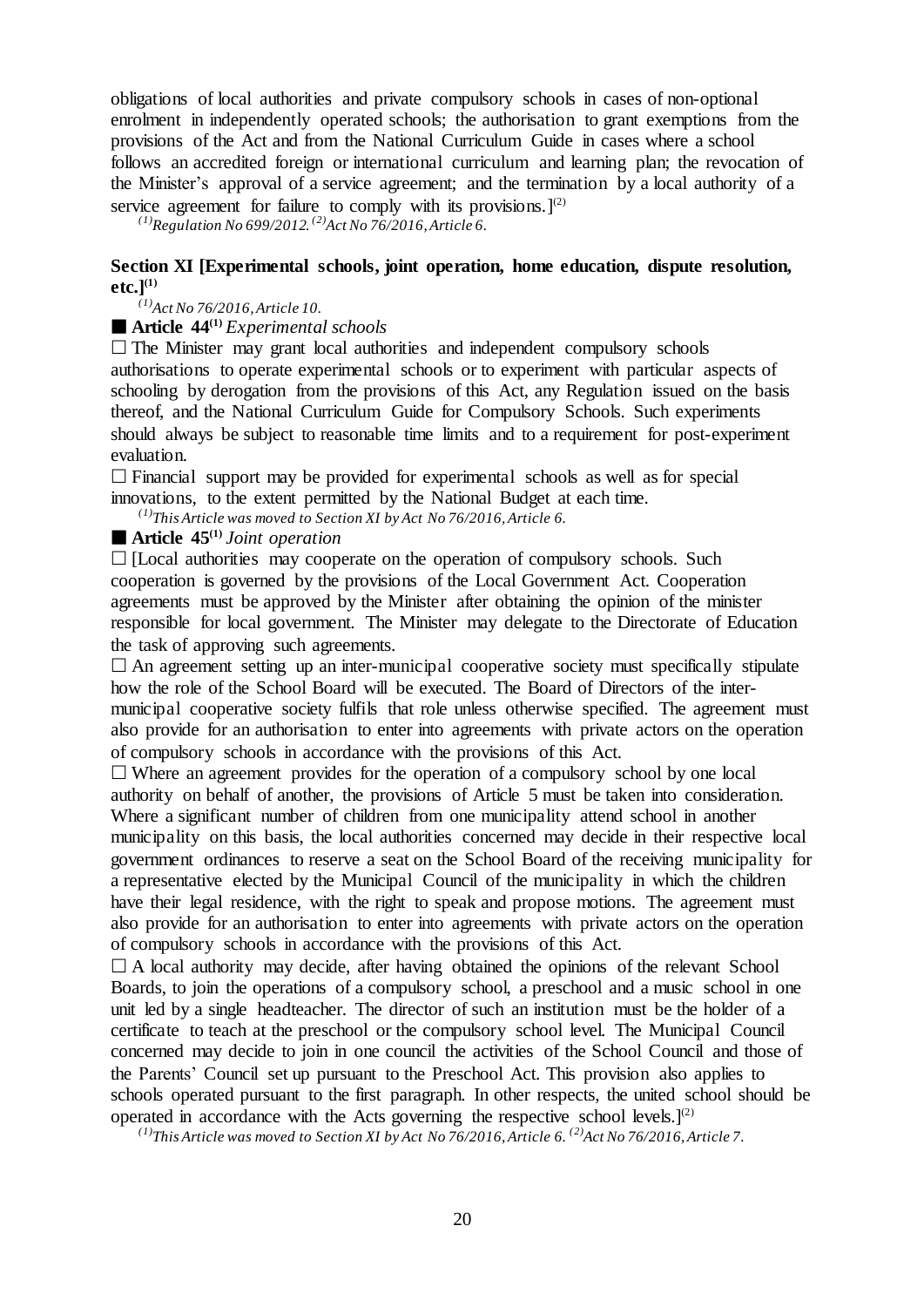obligations of local authorities and private compulsory schools in cases of non-optional enrolment in independently operated schools; the authorisation to grant exemptions from the provisions of the Act and from the National Curriculum Guide in cases where a school follows an accredited foreign or international curriculum and learning plan; the revocation of the Minister's approval of a service agreement; and the termination by a local authority of a service agreement for failure to comply with its provisions.][(2)]

*[(1)]Regulation No 699/2012. [(2)]Act No 76/2016, Article 6.*

**Section XI [Experimental schools, joint operation, home education, dispute resolution, etc.][(1)]**

*[(1)]Act No 76/2016, Article 10.*

■ **Article 44[(1)]** *Experimental schools*

□ The Minister may grant local authorities and independent compulsory schools authorisations to operate experimental schools or to experiment with particular aspects of schooling by derogation from the provisions of this Act, any Regulation issued on the basis thereof, and the National Curriculum Guide for Compulsory Schools. Such experiments should always be subject to reasonable time limits and to a requirement for post-experiment evaluation.

□ Financial support may be provided for experimental schools as well as for special innovations, to the extent permitted by the National Budget at each time.

*[(1)]This Article was moved to Section XI by Act No 76/2016, Article 6.*

■ **Article 45[(1)]** *Joint operation*

□ [Local authorities may cooperate on the operation of compulsory schools. Such cooperation is governed by the provisions of the Local Government Act. Cooperation agreements must be approved by the Minister after obtaining the opinion of the minister responsible for local government. The Minister may delegate to the Directorate of Education the task of approving such agreements.

□ An agreement setting up an inter-municipal cooperative society must specifically stipulate how the role of the School Board will be executed. The Board of Directors of the inter-municipal cooperative society fulfils that role unless otherwise specified. The agreement must also provide for an authorisation to enter into agreements with private actors on the operation of compulsory schools in accordance with the provisions of this Act.

□ Where an agreement provides for the operation of a compulsory school by one local authority on behalf of another, the provisions of Article 5 must be taken into consideration. Where a significant number of children from one municipality attend school in another municipality on this basis, the local authorities concerned may decide in their respective local government ordinances to reserve a seat on the School Board of the receiving municipality for a representative elected by the Municipal Council of the municipality in which the children have their legal residence, with the right to speak and propose motions. The agreement must also provide for an authorisation to enter into agreements with private actors on the operation of compulsory schools in accordance with the provisions of this Act.

□ A local authority may decide, after having obtained the opinions of the relevant School Boards, to join the operations of a compulsory school, a preschool and a music school in one unit led by a single headteacher. The director of such an institution must be the holder of a certificate to teach at the preschool or the compulsory school level. The Municipal Council concerned may decide to join in one council the activities of the School Council and those of the Parents' Council set up pursuant to the Preschool Act. This provision also applies to schools operated pursuant to the first paragraph. In other respects, the united school should be operated in accordance with the Acts governing the respective school levels.][(2)]

*[(1)]This Article was moved to Section XI by Act No 76/2016, Article 6. [(2)]Act No 76/2016, Article 7.*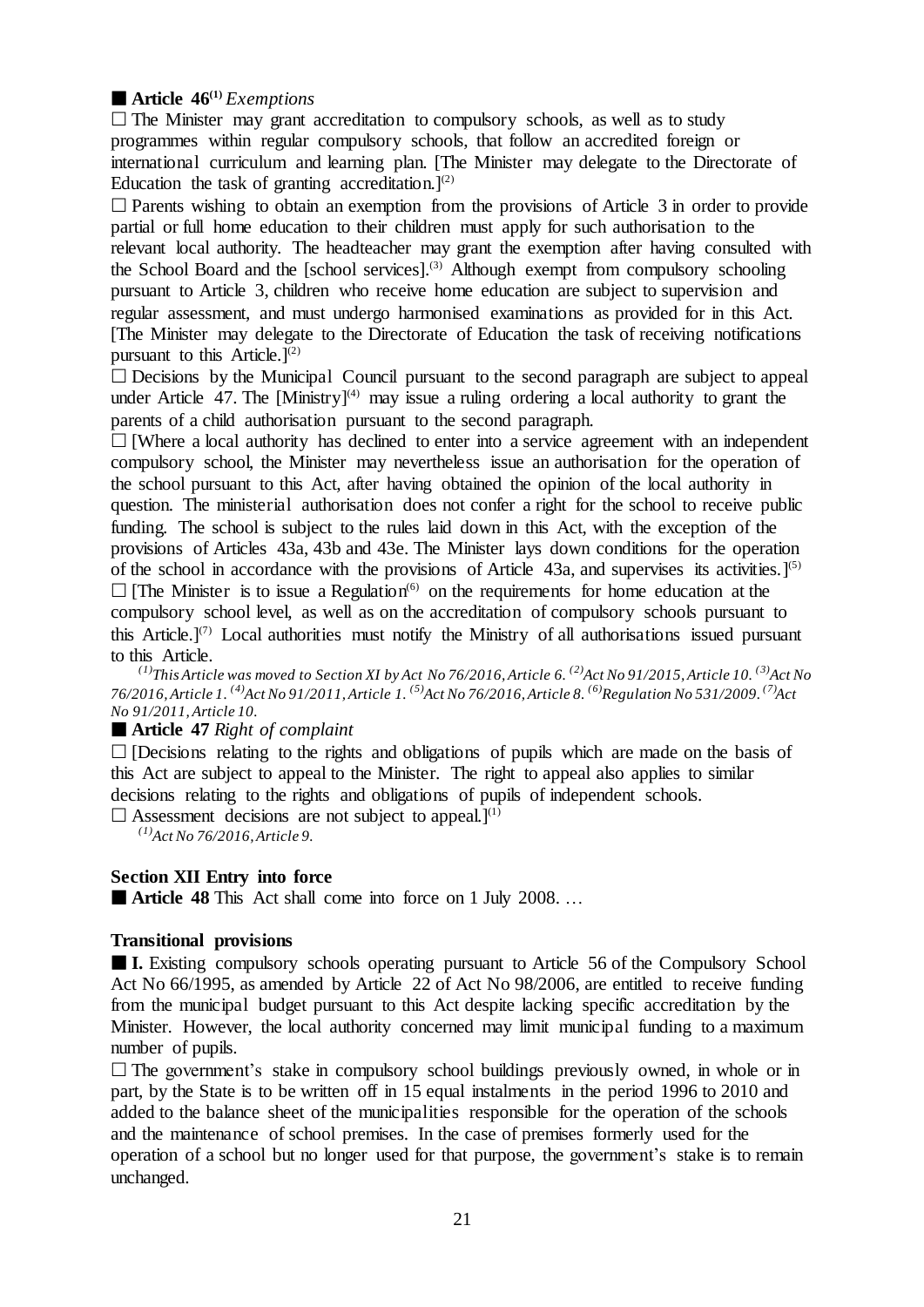■ **Article 46**[(1)] *Exemptions*

□ The Minister may grant accreditation to compulsory schools, as well as to study programmes within regular compulsory schools, that follow an accredited foreign or international curriculum and learning plan. [The Minister may delegate to the Directorate of Education the task of granting accreditation.][(2)]

□ Parents wishing to obtain an exemption from the provisions of Article 3 in order to provide partial or full home education to their children must apply for such authorisation to the relevant local authority. The headteacher may grant the exemption after having consulted with the School Board and the [school services].[(3)] Although exempt from compulsory schooling pursuant to Article 3, children who receive home education are subject to supervision and regular assessment, and must undergo harmonised examinations as provided for in this Act. [The Minister may delegate to the Directorate of Education the task of receiving notifications pursuant to this Article.][(2)]

□ Decisions by the Municipal Council pursuant to the second paragraph are subject to appeal under Article 47. The [Ministry][(4)] may issue a ruling ordering a local authority to grant the parents of a child authorisation pursuant to the second paragraph.

□ [Where a local authority has declined to enter into a service agreement with an independent compulsory school, the Minister may nevertheless issue an authorisation for the operation of the school pursuant to this Act, after having obtained the opinion of the local authority in question. The ministerial authorisation does not confer a right for the school to receive public funding. The school is subject to the rules laid down in this Act, with the exception of the provisions of Articles 43a, 43b and 43e. The Minister lays down conditions for the operation of the school in accordance with the provisions of Article 43a, and supervises its activities.][(5)]

□ [The Minister is to issue a Regulation[(6)] on the requirements for home education at the compulsory school level, as well as on the accreditation of compulsory schools pursuant to this Article.][(7)] Local authorities must notify the Ministry of all authorisations issued pursuant to this Article.

*[(1)]This Article was moved to Section XI by Act No 76/2016, Article 6. [(2)]Act No 91/2015, Article 10. [(3)]Act No 76/2016, Article 1. [(4)]Act No 91/2011, Article 1. [(5)]Act No 76/2016, Article 8. [(6)]Regulation No 531/2009. [(7)]Act No 91/2011, Article 10.*

■ **Article 47** *Right of complaint*

□ [Decisions relating to the rights and obligations of pupils which are made on the basis of this Act are subject to appeal to the Minister. The right to appeal also applies to similar decisions relating to the rights and obligations of pupils of independent schools.

□ Assessment decisions are not subject to appeal.][(1)]

*[(1)]Act No 76/2016, Article 9.*

## Section XII Entry into force

■ **Article 48** This Act shall come into force on 1 July 2008. …

### Transitional provisions

■ **I.** Existing compulsory schools operating pursuant to Article 56 of the Compulsory School Act No 66/1995, as amended by Article 22 of Act No 98/2006, are entitled to receive funding from the municipal budget pursuant to this Act despite lacking specific accreditation by the Minister. However, the local authority concerned may limit municipal funding to a maximum number of pupils.

□ The government's stake in compulsory school buildings previously owned, in whole or in part, by the State is to be written off in 15 equal instalments in the period 1996 to 2010 and added to the balance sheet of the municipalities responsible for the operation of the schools and the maintenance of school premises. In the case of premises formerly used for the operation of a school but no longer used for that purpose, the government's stake is to remain unchanged.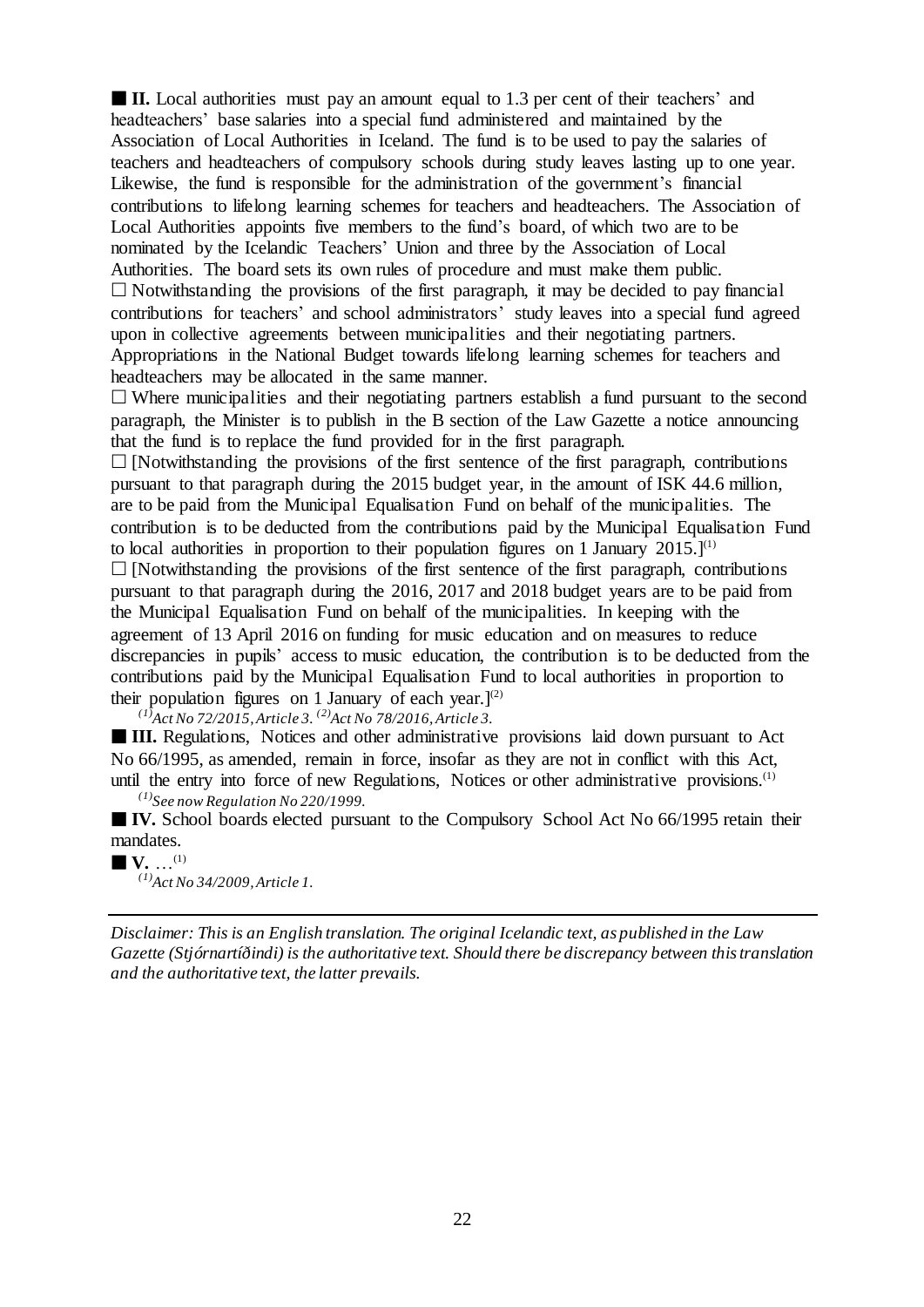■ **II.** Local authorities must pay an amount equal to 1.3 per cent of their teachers' and headteachers' base salaries into a special fund administered and maintained by the Association of Local Authorities in Iceland. The fund is to be used to pay the salaries of teachers and headteachers of compulsory schools during study leaves lasting up to one year. Likewise, the fund is responsible for the administration of the government's financial contributions to lifelong learning schemes for teachers and headteachers. The Association of Local Authorities appoints five members to the fund's board, of which two are to be nominated by the Icelandic Teachers' Union and three by the Association of Local Authorities. The board sets its own rules of procedure and must make them public.
□ Notwithstanding the provisions of the first paragraph, it may be decided to pay financial contributions for teachers' and school administrators' study leaves into a special fund agreed upon in collective agreements between municipalities and their negotiating partners. Appropriations in the National Budget towards lifelong learning schemes for teachers and headteachers may be allocated in the same manner.
□ Where municipalities and their negotiating partners establish a fund pursuant to the second paragraph, the Minister is to publish in the B section of the Law Gazette a notice announcing that the fund is to replace the fund provided for in the first paragraph.
□ [Notwithstanding the provisions of the first sentence of the first paragraph, contributions pursuant to that paragraph during the 2015 budget year, in the amount of ISK 44.6 million, are to be paid from the Municipal Equalisation Fund on behalf of the municipalities. The contribution is to be deducted from the contributions paid by the Municipal Equalisation Fund to local authorities in proportion to their population figures on 1 January 2015.][1]
□ [Notwithstanding the provisions of the first sentence of the first paragraph, contributions pursuant to that paragraph during the 2016, 2017 and 2018 budget years are to be paid from the Municipal Equalisation Fund on behalf of the municipalities. In keeping with the agreement of 13 April 2016 on funding for music education and on measures to reduce discrepancies in pupils' access to music education, the contribution is to be deducted from the contributions paid by the Municipal Equalisation Fund to local authorities in proportion to their population figures on 1 January of each year.][2]

*[1] Act No 72/2015, Article 3. [2] Act No 78/2016, Article 3.*

■ **III.** Regulations, Notices and other administrative provisions laid down pursuant to Act No 66/1995, as amended, remain in force, insofar as they are not in conflict with this Act, until the entry into force of new Regulations, Notices or other administrative provisions.[1]

*[1] See now Regulation No 220/1999.*

■ **IV.** School boards elected pursuant to the Compulsory School Act No 66/1995 retain their mandates.

■ **V.** …[1]

*[1] Act No 34/2009, Article 1.*

---

*Disclaimer: This is an English translation. The original Icelandic text, as published in the Law Gazette (Stjórnartíðindi) is the authoritative text. Should there be discrepancy between this translation and the authoritative text, the latter prevails.*